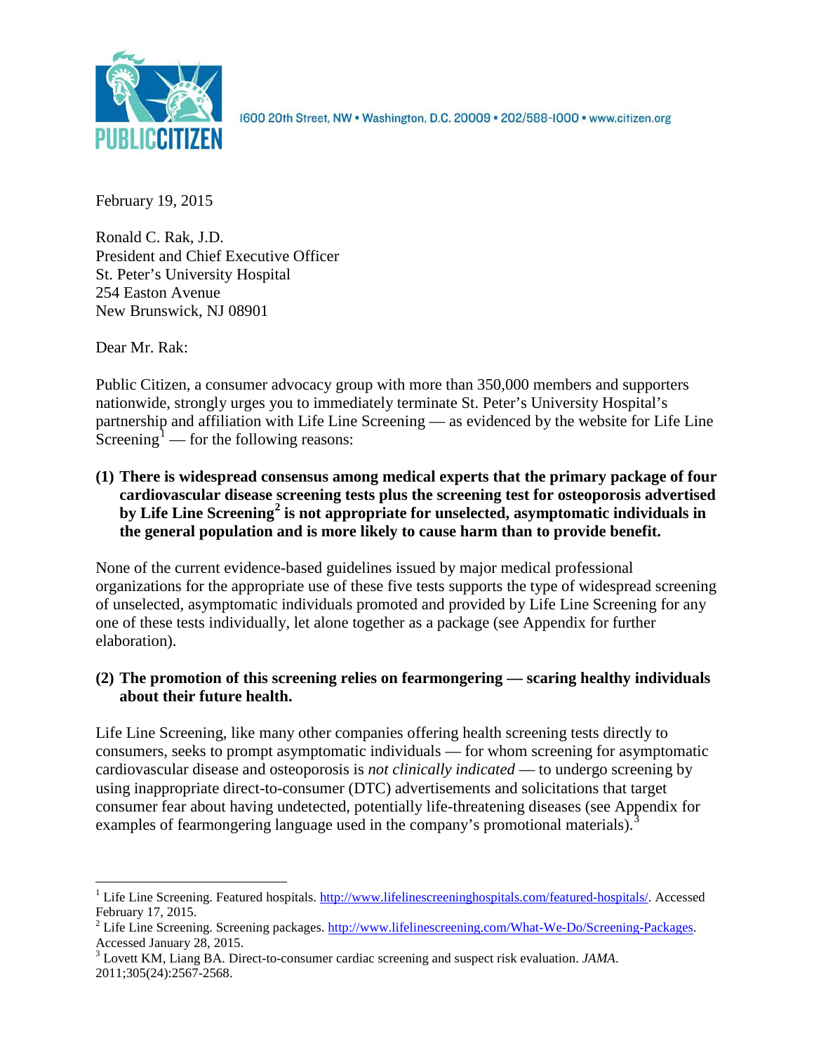PUBLIC CITIZEN

1600 20th Street, NW • Washington, D.C. 20009 • 202/588-1000 • www.citizen.org

February 19, 2015

Ronald C. Rak, J.D.
President and Chief Executive Officer
St. Peter's University Hospital
254 Easton Avenue
New Brunswick, NJ 08901

Dear Mr. Rak:

Public Citizen, a consumer advocacy group with more than 350,000 members and supporters nationwide, strongly urges you to immediately terminate St. Peter's University Hospital's partnership and affiliation with Life Line Screening — as evidenced by the website for Life Line Screening[1] — for the following reasons:

**(1) There is widespread consensus among medical experts that the primary package of four cardiovascular disease screening tests plus the screening test for osteoporosis advertised by Life Line Screening[2] is not appropriate for unselected, asymptomatic individuals in the general population and is more likely to cause harm than to provide benefit.**

None of the current evidence-based guidelines issued by major medical professional organizations for the appropriate use of these five tests supports the type of widespread screening of unselected, asymptomatic individuals promoted and provided by Life Line Screening for any one of these tests individually, let alone together as a package (see Appendix for further elaboration).

**(2) The promotion of this screening relies on fearmongering — scaring healthy individuals about their future health.**

Life Line Screening, like many other companies offering health screening tests directly to consumers, seeks to prompt asymptomatic individuals — for whom screening for asymptomatic cardiovascular disease and osteoporosis is *not clinically indicated* — to undergo screening by using inappropriate direct-to-consumer (DTC) advertisements and solicitations that target consumer fear about having undetected, potentially life-threatening diseases (see Appendix for examples of fearmongering language used in the company's promotional materials).[3]

---

[1] Life Line Screening. Featured hospitals. http://www.lifelinescreeninghospitals.com/featured-hospitals/. Accessed February 17, 2015.

[2] Life Line Screening. Screening packages. http://www.lifelinescreening.com/What-We-Do/Screening-Packages. Accessed January 28, 2015.

[3] Lovett KM, Liang BA. Direct-to-consumer cardiac screening and suspect risk evaluation. *JAMA*. 2011;305(24):2567-2568.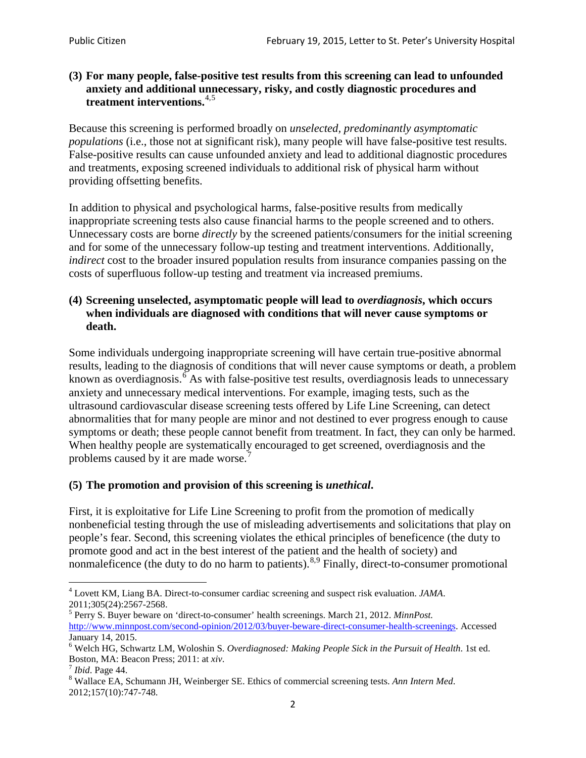**(3) For many people, false-positive test results from this screening can lead to unfounded anxiety and additional unnecessary, risky, and costly diagnostic procedures and treatment interventions.**[4,5]

Because this screening is performed broadly on *unselected, predominantly asymptomatic populations* (i.e., those not at significant risk), many people will have false-positive test results. False-positive results can cause unfounded anxiety and lead to additional diagnostic procedures and treatments, exposing screened individuals to additional risk of physical harm without providing offsetting benefits.

In addition to physical and psychological harms, false-positive results from medically inappropriate screening tests also cause financial harms to the people screened and to others. Unnecessary costs are borne *directly* by the screened patients/consumers for the initial screening and for some of the unnecessary follow-up testing and treatment interventions. Additionally, *indirect* cost to the broader insured population results from insurance companies passing on the costs of superfluous follow-up testing and treatment via increased premiums.

**(4) Screening unselected, asymptomatic people will lead to *overdiagnosis*, which occurs when individuals are diagnosed with conditions that will never cause symptoms or death.**

Some individuals undergoing inappropriate screening will have certain true-positive abnormal results, leading to the diagnosis of conditions that will never cause symptoms or death, a problem known as overdiagnosis.[6] As with false-positive test results, overdiagnosis leads to unnecessary anxiety and unnecessary medical interventions. For example, imaging tests, such as the ultrasound cardiovascular disease screening tests offered by Life Line Screening, can detect abnormalities that for many people are minor and not destined to ever progress enough to cause symptoms or death; these people cannot benefit from treatment. In fact, they can only be harmed. When healthy people are systematically encouraged to get screened, overdiagnosis and the problems caused by it are made worse.[7]

**(5) The promotion and provision of this screening is *unethical*.**

First, it is exploitative for Life Line Screening to profit from the promotion of medically nonbeneficial testing through the use of misleading advertisements and solicitations that play on people's fear. Second, this screening violates the ethical principles of beneficence (the duty to promote good and act in the best interest of the patient and the health of society) and nonmaleficence (the duty to do no harm to patients).[8,9] Finally, direct-to-consumer promotional

---

[4] Lovett KM, Liang BA. Direct-to-consumer cardiac screening and suspect risk evaluation. *JAMA*. 2011;305(24):2567-2568.

[5] Perry S. Buyer beware on 'direct-to-consumer' health screenings. March 21, 2012. *MinnPost.* http://www.minnpost.com/second-opinion/2012/03/buyer-beware-direct-consumer-health-screenings. Accessed January 14, 2015.

[6] Welch HG, Schwartz LM, Woloshin S. *Overdiagnosed: Making People Sick in the Pursuit of Health*. 1st ed. Boston, MA: Beacon Press; 2011: at *xiv*.

[7] *Ibid*. Page 44.

[8] Wallace EA, Schumann JH, Weinberger SE. Ethics of commercial screening tests. *Ann Intern Med*. 2012;157(10):747-748.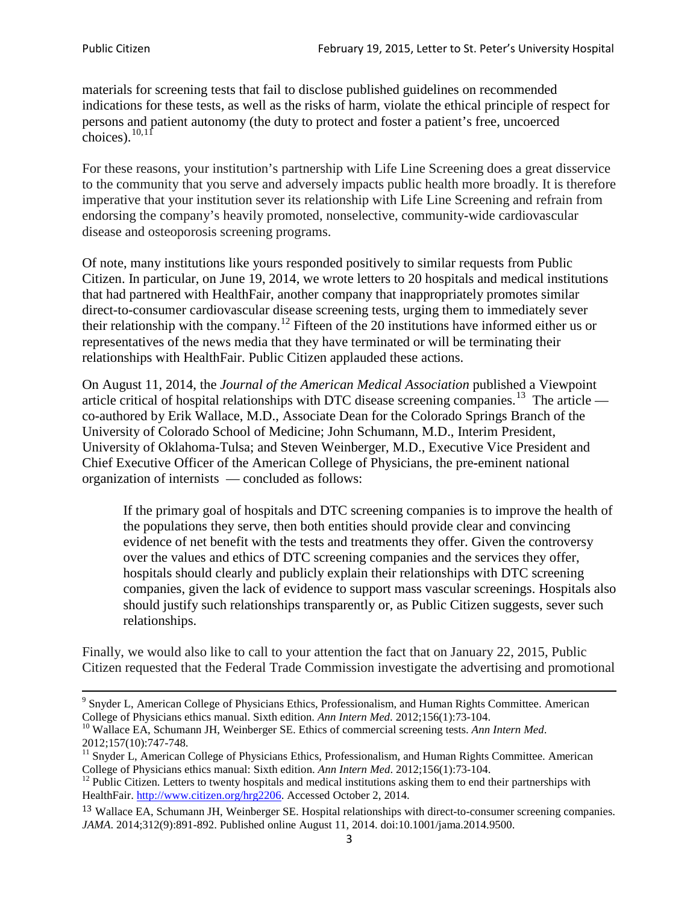materials for screening tests that fail to disclose published guidelines on recommended indications for these tests, as well as the risks of harm, violate the ethical principle of respect for persons and patient autonomy (the duty to protect and foster a patient's free, uncoerced choices).[10,11]

For these reasons, your institution's partnership with Life Line Screening does a great disservice to the community that you serve and adversely impacts public health more broadly. It is therefore imperative that your institution sever its relationship with Life Line Screening and refrain from endorsing the company's heavily promoted, nonselective, community-wide cardiovascular disease and osteoporosis screening programs.

Of note, many institutions like yours responded positively to similar requests from Public Citizen. In particular, on June 19, 2014, we wrote letters to 20 hospitals and medical institutions that had partnered with HealthFair, another company that inappropriately promotes similar direct-to-consumer cardiovascular disease screening tests, urging them to immediately sever their relationship with the company.[12] Fifteen of the 20 institutions have informed either us or representatives of the news media that they have terminated or will be terminating their relationships with HealthFair. Public Citizen applauded these actions.

On August 11, 2014, the *Journal of the American Medical Association* published a Viewpoint article critical of hospital relationships with DTC disease screening companies.[13] The article — co-authored by Erik Wallace, M.D., Associate Dean for the Colorado Springs Branch of the University of Colorado School of Medicine; John Schumann, M.D., Interim President, University of Oklahoma-Tulsa; and Steven Weinberger, M.D., Executive Vice President and Chief Executive Officer of the American College of Physicians, the pre-eminent national organization of internists — concluded as follows:

> If the primary goal of hospitals and DTC screening companies is to improve the health of the populations they serve, then both entities should provide clear and convincing evidence of net benefit with the tests and treatments they offer. Given the controversy over the values and ethics of DTC screening companies and the services they offer, hospitals should clearly and publicly explain their relationships with DTC screening companies, given the lack of evidence to support mass vascular screenings. Hospitals also should justify such relationships transparently or, as Public Citizen suggests, sever such relationships.

Finally, we would also like to call to your attention the fact that on January 22, 2015, Public Citizen requested that the Federal Trade Commission investigate the advertising and promotional

---

[9] Snyder L, American College of Physicians Ethics, Professionalism, and Human Rights Committee. American College of Physicians ethics manual. Sixth edition. *Ann Intern Med*. 2012;156(1):73-104.

[10] Wallace EA, Schumann JH, Weinberger SE. Ethics of commercial screening tests. *Ann Intern Med*. 2012;157(10):747-748.

[11] Snyder L, American College of Physicians Ethics, Professionalism, and Human Rights Committee. American College of Physicians ethics manual: Sixth edition. *Ann Intern Med*. 2012;156(1):73-104.

[12] Public Citizen. Letters to twenty hospitals and medical institutions asking them to end their partnerships with HealthFair. http://www.citizen.org/hrg2206. Accessed October 2, 2014.

[13] Wallace EA, Schumann JH, Weinberger SE. Hospital relationships with direct-to-consumer screening companies. *JAMA*. 2014;312(9):891-892. Published online August 11, 2014. doi:10.1001/jama.2014.9500.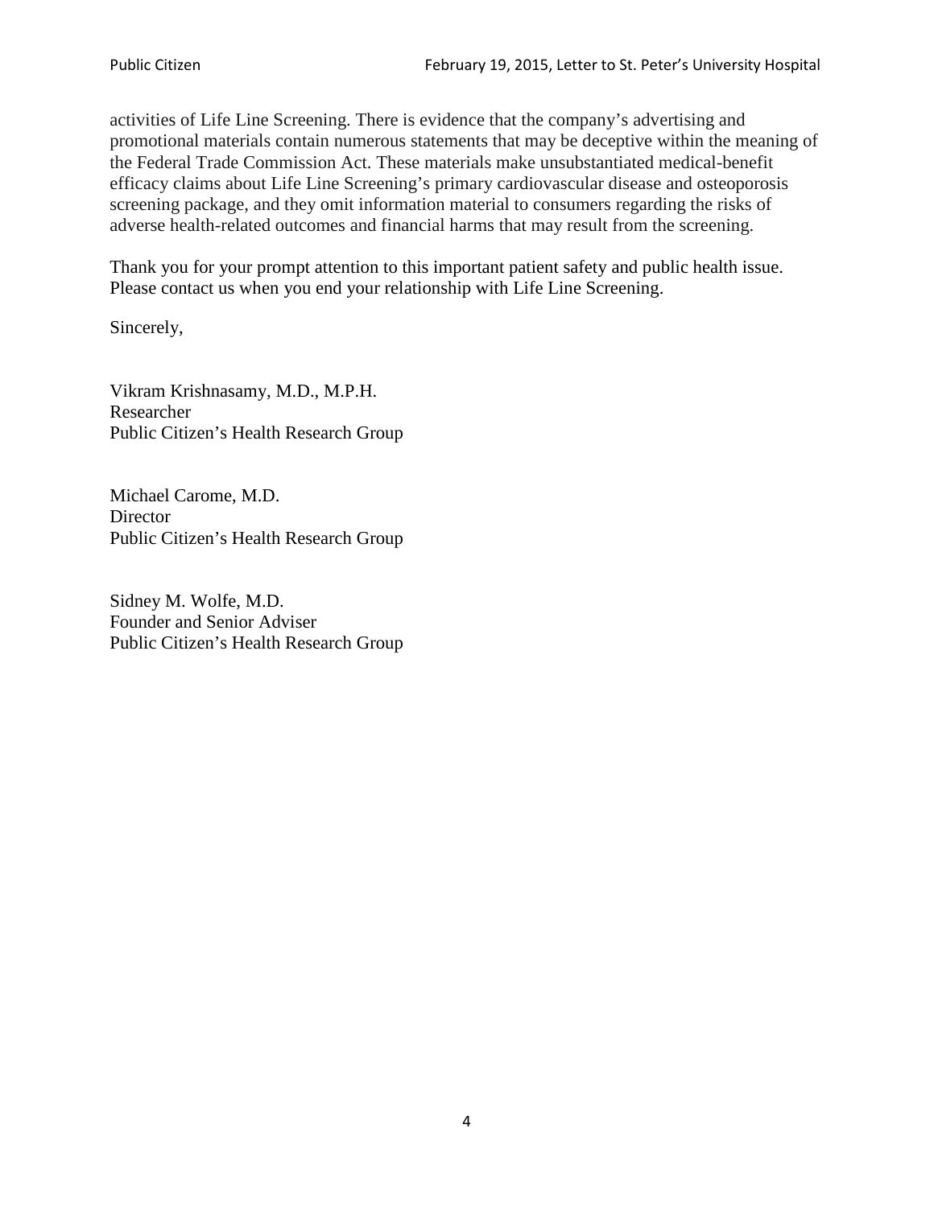activities of Life Line Screening. There is evidence that the company's advertising and promotional materials contain numerous statements that may be deceptive within the meaning of the Federal Trade Commission Act. These materials make unsubstantiated medical-benefit efficacy claims about Life Line Screening's primary cardiovascular disease and osteoporosis screening package, and they omit information material to consumers regarding the risks of adverse health-related outcomes and financial harms that may result from the screening.

Thank you for your prompt attention to this important patient safety and public health issue. Please contact us when you end your relationship with Life Line Screening.

Sincerely,

Vikram Krishnasamy, M.D., M.P.H.
Researcher
Public Citizen's Health Research Group

Michael Carome, M.D.
Director
Public Citizen's Health Research Group

Sidney M. Wolfe, M.D.
Founder and Senior Adviser
Public Citizen's Health Research Group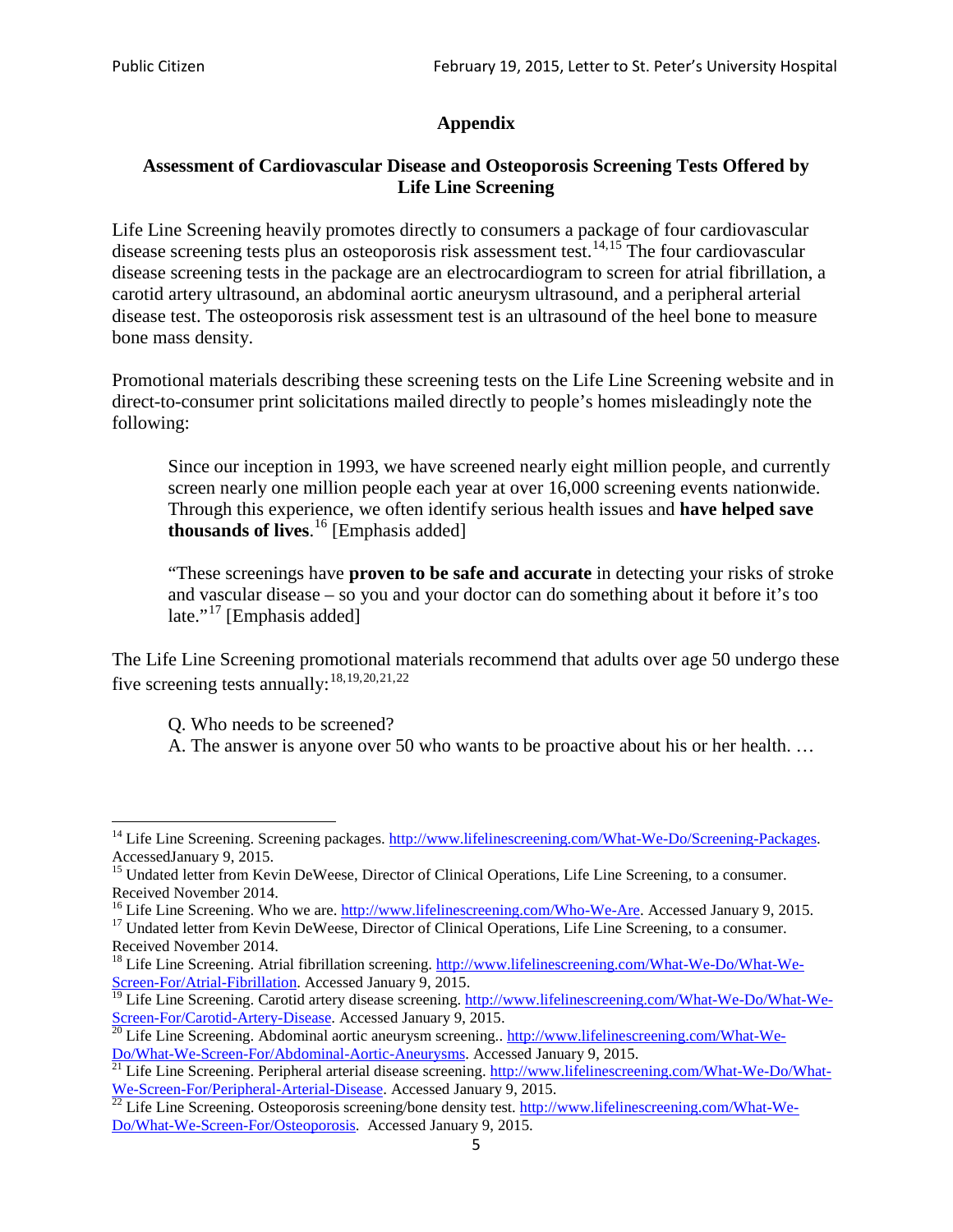## Appendix

### Assessment of Cardiovascular Disease and Osteoporosis Screening Tests Offered by Life Line Screening

Life Line Screening heavily promotes directly to consumers a package of four cardiovascular disease screening tests plus an osteoporosis risk assessment test.[14,15] The four cardiovascular disease screening tests in the package are an electrocardiogram to screen for atrial fibrillation, a carotid artery ultrasound, an abdominal aortic aneurysm ultrasound, and a peripheral arterial disease test. The osteoporosis risk assessment test is an ultrasound of the heel bone to measure bone mass density.

Promotional materials describing these screening tests on the Life Line Screening website and in direct-to-consumer print solicitations mailed directly to people's homes misleadingly note the following:

> Since our inception in 1993, we have screened nearly eight million people, and currently screen nearly one million people each year at over 16,000 screening events nationwide. Through this experience, we often identify serious health issues and **have helped save thousands of lives**.[16] [Emphasis added]
>
> "These screenings have **proven to be safe and accurate** in detecting your risks of stroke and vascular disease – so you and your doctor can do something about it before it's too late."[17] [Emphasis added]

The Life Line Screening promotional materials recommend that adults over age 50 undergo these five screening tests annually:[18,19,20,21,22]

> Q. Who needs to be screened?
> A. The answer is anyone over 50 who wants to be proactive about his or her health. …

---

[14] Life Line Screening. Screening packages. http://www.lifelinescreening.com/What-We-Do/Screening-Packages. AccessedJanuary 9, 2015.

[15] Undated letter from Kevin DeWeese, Director of Clinical Operations, Life Line Screening, to a consumer. Received November 2014.

[16] Life Line Screening. Who we are. http://www.lifelinescreening.com/Who-We-Are. Accessed January 9, 2015.

[17] Undated letter from Kevin DeWeese, Director of Clinical Operations, Life Line Screening, to a consumer. Received November 2014.

[18] Life Line Screening. Atrial fibrillation screening. http://www.lifelinescreening.com/What-We-Do/What-We-Screen-For/Atrial-Fibrillation. Accessed January 9, 2015.

[19] Life Line Screening. Carotid artery disease screening. http://www.lifelinescreening.com/What-We-Do/What-We-Screen-For/Carotid-Artery-Disease. Accessed January 9, 2015.

[20] Life Line Screening. Abdominal aortic aneurysm screening.. http://www.lifelinescreening.com/What-We-Do/What-We-Screen-For/Abdominal-Aortic-Aneurysms. Accessed January 9, 2015.

[21] Life Line Screening. Peripheral arterial disease screening. http://www.lifelinescreening.com/What-We-Do/What-We-Screen-For/Peripheral-Arterial-Disease. Accessed January 9, 2015.

[22] Life Line Screening. Osteoporosis screening/bone density test. http://www.lifelinescreening.com/What-We-Do/What-We-Screen-For/Osteoporosis. Accessed January 9, 2015.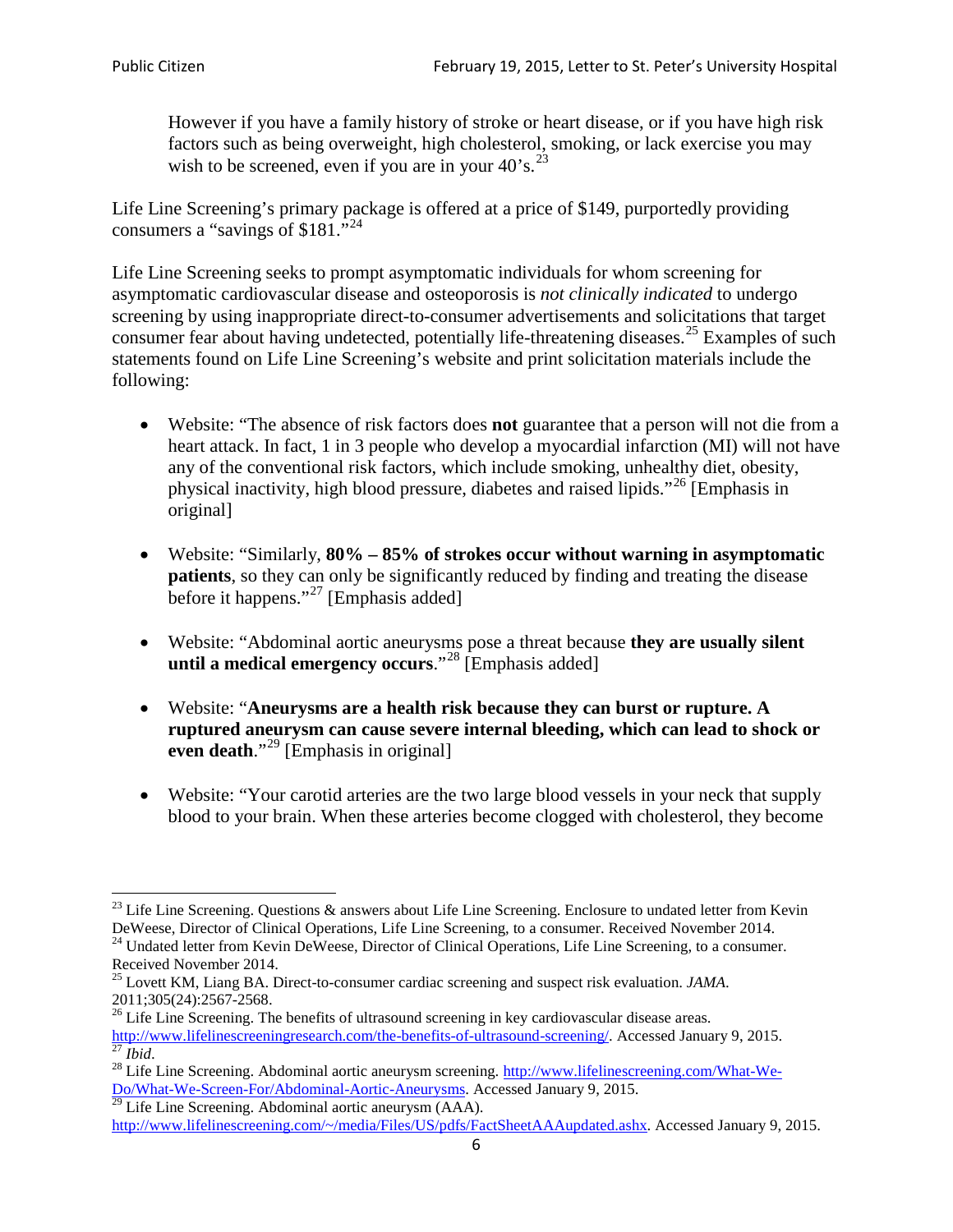> However if you have a family history of stroke or heart disease, or if you have high risk factors such as being overweight, high cholesterol, smoking, or lack exercise you may wish to be screened, even if you are in your 40's.[23]

Life Line Screening's primary package is offered at a price of $149, purportedly providing consumers a "savings of $181."[24]

Life Line Screening seeks to prompt asymptomatic individuals for whom screening for asymptomatic cardiovascular disease and osteoporosis is *not clinically indicated* to undergo screening by using inappropriate direct-to-consumer advertisements and solicitations that target consumer fear about having undetected, potentially life-threatening diseases.[25] Examples of such statements found on Life Line Screening's website and print solicitation materials include the following:

- Website: "The absence of risk factors does **not** guarantee that a person will not die from a heart attack. In fact, 1 in 3 people who develop a myocardial infarction (MI) will not have any of the conventional risk factors, which include smoking, unhealthy diet, obesity, physical inactivity, high blood pressure, diabetes and raised lipids."[26] [Emphasis in original]

- Website: "Similarly, **80% – 85% of strokes occur without warning in asymptomatic patients**, so they can only be significantly reduced by finding and treating the disease before it happens."[27] [Emphasis added]

- Website: "Abdominal aortic aneurysms pose a threat because **they are usually silent until a medical emergency occurs**."[28] [Emphasis added]

- Website: "**Aneurysms are a health risk because they can burst or rupture. A ruptured aneurysm can cause severe internal bleeding, which can lead to shock or even death**."[29] [Emphasis in original]

- Website: "Your carotid arteries are the two large blood vessels in your neck that supply blood to your brain. When these arteries become clogged with cholesterol, they become

---

[23] Life Line Screening. Questions & answers about Life Line Screening. Enclosure to undated letter from Kevin DeWeese, Director of Clinical Operations, Life Line Screening, to a consumer. Received November 2014.

[24] Undated letter from Kevin DeWeese, Director of Clinical Operations, Life Line Screening, to a consumer. Received November 2014.

[25] Lovett KM, Liang BA. Direct-to-consumer cardiac screening and suspect risk evaluation. *JAMA*. 2011;305(24):2567-2568.

[26] Life Line Screening. The benefits of ultrasound screening in key cardiovascular disease areas. http://www.lifelinescreeningresearch.com/the-benefits-of-ultrasound-screening/. Accessed January 9, 2015.

[27] *Ibid*.

[28] Life Line Screening. Abdominal aortic aneurysm screening. http://www.lifelinescreening.com/What-We-Do/What-We-Screen-For/Abdominal-Aortic-Aneurysms. Accessed January 9, 2015.

[29] Life Line Screening. Abdominal aortic aneurysm (AAA). http://www.lifelinescreening.com/~/media/Files/US/pdfs/FactSheetAAAupdated.ashx. Accessed January 9, 2015.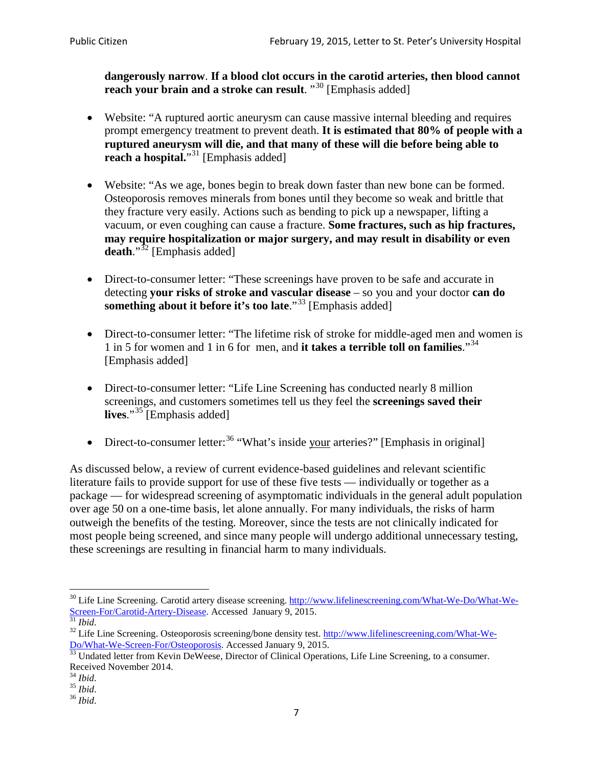**dangerously narrow**. **If a blood clot occurs in the carotid arteries, then blood cannot reach your brain and a stroke can result**. "[30] [Emphasis added]

- Website: "A ruptured aortic aneurysm can cause massive internal bleeding and requires prompt emergency treatment to prevent death. **It is estimated that 80% of people with a ruptured aneurysm will die, and that many of these will die before being able to reach a hospital.**"[31] [Emphasis added]

- Website: "As we age, bones begin to break down faster than new bone can be formed. Osteoporosis removes minerals from bones until they become so weak and brittle that they fracture very easily. Actions such as bending to pick up a newspaper, lifting a vacuum, or even coughing can cause a fracture. **Some fractures, such as hip fractures, may require hospitalization or major surgery, and may result in disability or even death**."[32] [Emphasis added]

- Direct-to-consumer letter: "These screenings have proven to be safe and accurate in detecting **your risks of stroke and vascular disease** – so you and your doctor **can do something about it before it's too late**."[33] [Emphasis added]

- Direct-to-consumer letter: "The lifetime risk of stroke for middle-aged men and women is 1 in 5 for women and 1 in 6 for men, and **it takes a terrible toll on families**."[34] [Emphasis added]

- Direct-to-consumer letter: "Life Line Screening has conducted nearly 8 million screenings, and customers sometimes tell us they feel the **screenings saved their lives**."[35] [Emphasis added]

- Direct-to-consumer letter:[36] "What's inside <u>your</u> arteries?" [Emphasis in original]

As discussed below, a review of current evidence-based guidelines and relevant scientific literature fails to provide support for use of these five tests — individually or together as a package — for widespread screening of asymptomatic individuals in the general adult population over age 50 on a one-time basis, let alone annually. For many individuals, the risks of harm outweigh the benefits of the testing. Moreover, since the tests are not clinically indicated for most people being screened, and since many people will undergo additional unnecessary testing, these screenings are resulting in financial harm to many individuals.

---

[30] Life Line Screening. Carotid artery disease screening. http://www.lifelinescreening.com/What-We-Do/What-We-Screen-For/Carotid-Artery-Disease. Accessed January 9, 2015.

[31] *Ibid*.

[32] Life Line Screening. Osteoporosis screening/bone density test. http://www.lifelinescreening.com/What-We-Do/What-We-Screen-For/Osteoporosis. Accessed January 9, 2015.

[33] Undated letter from Kevin DeWeese, Director of Clinical Operations, Life Line Screening, to a consumer. Received November 2014.

[34] *Ibid*.

[35] *Ibid*.

[36] *Ibid*.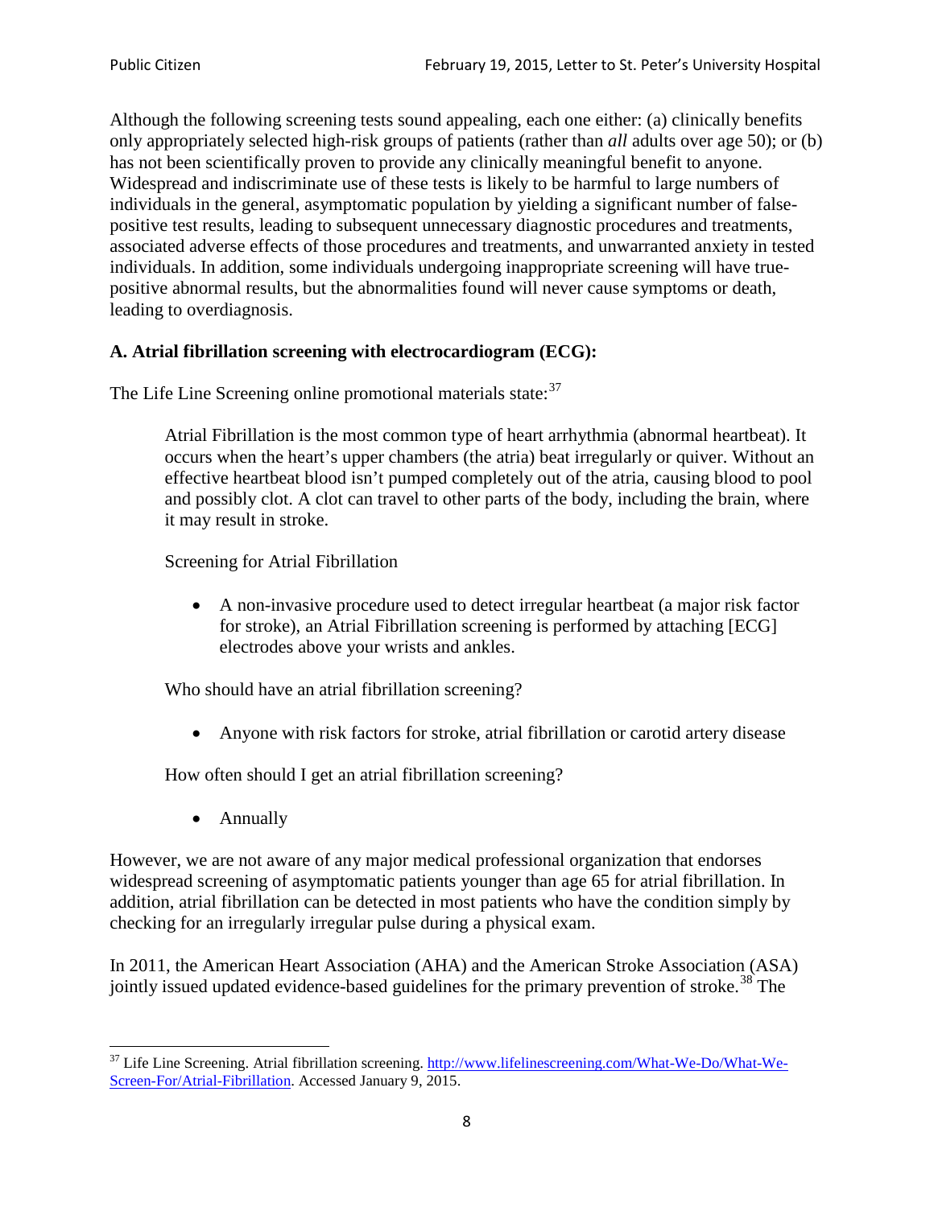Although the following screening tests sound appealing, each one either: (a) clinically benefits only appropriately selected high-risk groups of patients (rather than *all* adults over age 50); or (b) has not been scientifically proven to provide any clinically meaningful benefit to anyone. Widespread and indiscriminate use of these tests is likely to be harmful to large numbers of individuals in the general, asymptomatic population by yielding a significant number of false-positive test results, leading to subsequent unnecessary diagnostic procedures and treatments, associated adverse effects of those procedures and treatments, and unwarranted anxiety in tested individuals. In addition, some individuals undergoing inappropriate screening will have true-positive abnormal results, but the abnormalities found will never cause symptoms or death, leading to overdiagnosis.

### A. Atrial fibrillation screening with electrocardiogram (ECG):

The Life Line Screening online promotional materials state:[37]

> Atrial Fibrillation is the most common type of heart arrhythmia (abnormal heartbeat). It occurs when the heart's upper chambers (the atria) beat irregularly or quiver. Without an effective heartbeat blood isn't pumped completely out of the atria, causing blood to pool and possibly clot. A clot can travel to other parts of the body, including the brain, where it may result in stroke.
>
> Screening for Atrial Fibrillation
>
> - A non-invasive procedure used to detect irregular heartbeat (a major risk factor for stroke), an Atrial Fibrillation screening is performed by attaching [ECG] electrodes above your wrists and ankles.
>
> Who should have an atrial fibrillation screening?
>
> - Anyone with risk factors for stroke, atrial fibrillation or carotid artery disease
>
> How often should I get an atrial fibrillation screening?
>
> - Annually

However, we are not aware of any major medical professional organization that endorses widespread screening of asymptomatic patients younger than age 65 for atrial fibrillation. In addition, atrial fibrillation can be detected in most patients who have the condition simply by checking for an irregularly irregular pulse during a physical exam.

In 2011, the American Heart Association (AHA) and the American Stroke Association (ASA) jointly issued updated evidence-based guidelines for the primary prevention of stroke.[38] The

---

[37] Life Line Screening. Atrial fibrillation screening. http://www.lifelinescreening.com/What-We-Do/What-We-Screen-For/Atrial-Fibrillation. Accessed January 9, 2015.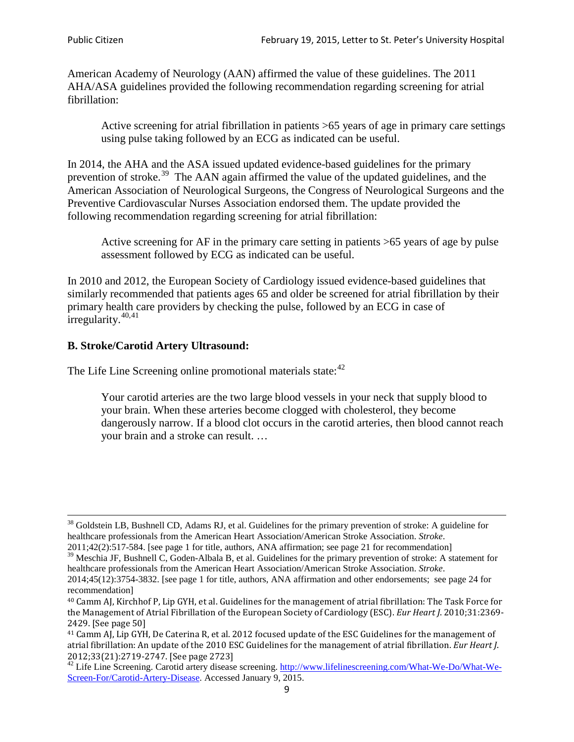American Academy of Neurology (AAN) affirmed the value of these guidelines. The 2011 AHA/ASA guidelines provided the following recommendation regarding screening for atrial fibrillation:

> Active screening for atrial fibrillation in patients >65 years of age in primary care settings using pulse taking followed by an ECG as indicated can be useful.

In 2014, the AHA and the ASA issued updated evidence-based guidelines for the primary prevention of stroke.[39] The AAN again affirmed the value of the updated guidelines, and the American Association of Neurological Surgeons, the Congress of Neurological Surgeons and the Preventive Cardiovascular Nurses Association endorsed them. The update provided the following recommendation regarding screening for atrial fibrillation:

> Active screening for AF in the primary care setting in patients >65 years of age by pulse assessment followed by ECG as indicated can be useful.

In 2010 and 2012, the European Society of Cardiology issued evidence-based guidelines that similarly recommended that patients ages 65 and older be screened for atrial fibrillation by their primary health care providers by checking the pulse, followed by an ECG in case of irregularity.[40,41]

### B. Stroke/Carotid Artery Ultrasound:

The Life Line Screening online promotional materials state:[42]

> Your carotid arteries are the two large blood vessels in your neck that supply blood to your brain. When these arteries become clogged with cholesterol, they become dangerously narrow. If a blood clot occurs in the carotid arteries, then blood cannot reach your brain and a stroke can result. …

---

[38] Goldstein LB, Bushnell CD, Adams RJ, et al. Guidelines for the primary prevention of stroke: A guideline for healthcare professionals from the American Heart Association/American Stroke Association. *Stroke*. 2011;42(2):517-584. [see page 1 for title, authors, ANA affirmation; see page 21 for recommendation]

[39] Meschia JF, Bushnell C, Goden-Albala B, et al. Guidelines for the primary prevention of stroke: A statement for healthcare professionals from the American Heart Association/American Stroke Association. *Stroke*. 2014;45(12):3754-3832. [see page 1 for title, authors, ANA affirmation and other endorsements; see page 24 for recommendation]

[40] Camm AJ, Kirchhof P, Lip GYH, et al. Guidelines for the management of atrial fibrillation: The Task Force for the Management of Atrial Fibrillation of the European Society of Cardiology (ESC). *Eur Heart J*. 2010;31:2369-2429. [See page 50]

[41] Camm AJ, Lip GYH, De Caterina R, et al. 2012 focused update of the ESC Guidelines for the management of atrial fibrillation: An update of the 2010 ESC Guidelines for the management of atrial fibrillation. *Eur Heart J*. 2012;33(21):2719-2747. [See page 2723]

[42] Life Line Screening. Carotid artery disease screening. [http://www.lifelinescreening.com/What-We-Do/What-We-Screen-For/Carotid-Artery-Disease](http://www.lifelinescreening.com/What-We-Do/What-We-Screen-For/Carotid-Artery-Disease). Accessed January 9, 2015.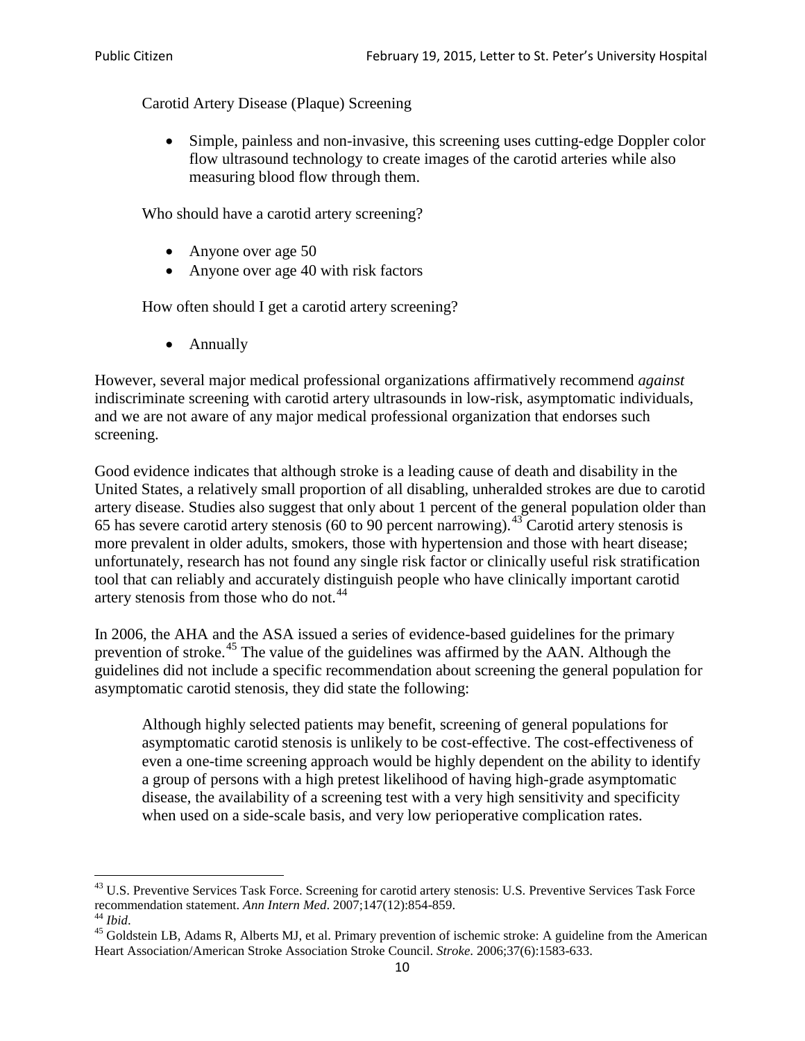Carotid Artery Disease (Plaque) Screening

- Simple, painless and non-invasive, this screening uses cutting-edge Doppler color flow ultrasound technology to create images of the carotid arteries while also measuring blood flow through them.

Who should have a carotid artery screening?

- Anyone over age 50
- Anyone over age 40 with risk factors

How often should I get a carotid artery screening?

- Annually

However, several major medical professional organizations affirmatively recommend *against* indiscriminate screening with carotid artery ultrasounds in low-risk, asymptomatic individuals, and we are not aware of any major medical professional organization that endorses such screening.

Good evidence indicates that although stroke is a leading cause of death and disability in the United States, a relatively small proportion of all disabling, unheralded strokes are due to carotid artery disease. Studies also suggest that only about 1 percent of the general population older than 65 has severe carotid artery stenosis (60 to 90 percent narrowing).[43] Carotid artery stenosis is more prevalent in older adults, smokers, those with hypertension and those with heart disease; unfortunately, research has not found any single risk factor or clinically useful risk stratification tool that can reliably and accurately distinguish people who have clinically important carotid artery stenosis from those who do not.[44]

In 2006, the AHA and the ASA issued a series of evidence-based guidelines for the primary prevention of stroke.[45] The value of the guidelines was affirmed by the AAN. Although the guidelines did not include a specific recommendation about screening the general population for asymptomatic carotid stenosis, they did state the following:

> Although highly selected patients may benefit, screening of general populations for asymptomatic carotid stenosis is unlikely to be cost-effective. The cost-effectiveness of even a one-time screening approach would be highly dependent on the ability to identify a group of persons with a high pretest likelihood of having high-grade asymptomatic disease, the availability of a screening test with a very high sensitivity and specificity when used on a side-scale basis, and very low perioperative complication rates.

---

[43] U.S. Preventive Services Task Force. Screening for carotid artery stenosis: U.S. Preventive Services Task Force recommendation statement. *Ann Intern Med*. 2007;147(12):854-859.

[44] *Ibid*.

[45] Goldstein LB, Adams R, Alberts MJ, et al. Primary prevention of ischemic stroke: A guideline from the American Heart Association/American Stroke Association Stroke Council. *Stroke*. 2006;37(6):1583-633.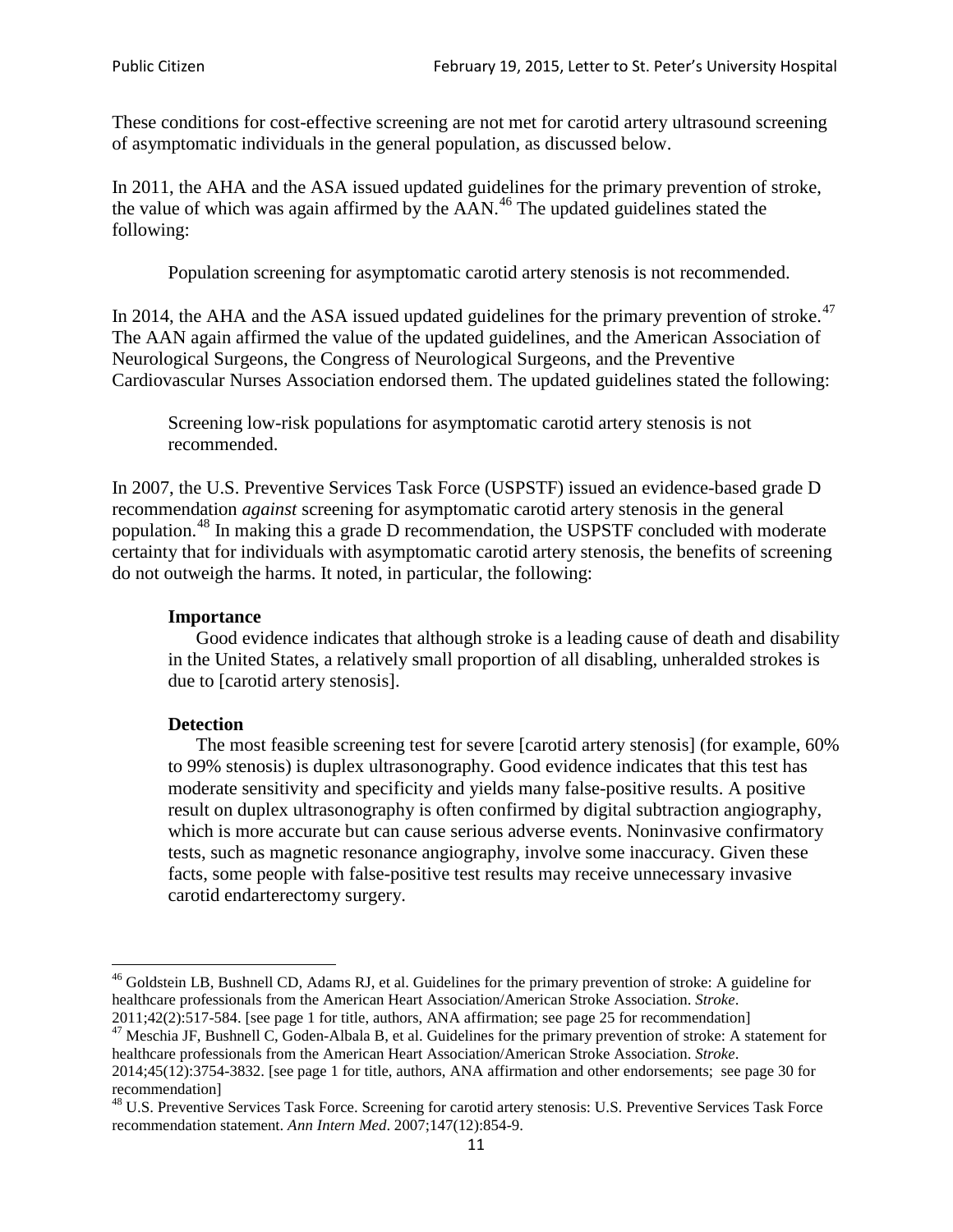These conditions for cost-effective screening are not met for carotid artery ultrasound screening of asymptomatic individuals in the general population, as discussed below.

In 2011, the AHA and the ASA issued updated guidelines for the primary prevention of stroke, the value of which was again affirmed by the AAN.[46] The updated guidelines stated the following:

> Population screening for asymptomatic carotid artery stenosis is not recommended.

In 2014, the AHA and the ASA issued updated guidelines for the primary prevention of stroke.[47] The AAN again affirmed the value of the updated guidelines, and the American Association of Neurological Surgeons, the Congress of Neurological Surgeons, and the Preventive Cardiovascular Nurses Association endorsed them. The updated guidelines stated the following:

> Screening low-risk populations for asymptomatic carotid artery stenosis is not recommended.

In 2007, the U.S. Preventive Services Task Force (USPSTF) issued an evidence-based grade D recommendation *against* screening for asymptomatic carotid artery stenosis in the general population.[48] In making this a grade D recommendation, the USPSTF concluded with moderate certainty that for individuals with asymptomatic carotid artery stenosis, the benefits of screening do not outweigh the harms. It noted, in particular, the following:

> **Importance**
>
> Good evidence indicates that although stroke is a leading cause of death and disability in the United States, a relatively small proportion of all disabling, unheralded strokes is due to [carotid artery stenosis].
>
> **Detection**
>
> The most feasible screening test for severe [carotid artery stenosis] (for example, 60% to 99% stenosis) is duplex ultrasonography. Good evidence indicates that this test has moderate sensitivity and specificity and yields many false-positive results. A positive result on duplex ultrasonography is often confirmed by digital subtraction angiography, which is more accurate but can cause serious adverse events. Noninvasive confirmatory tests, such as magnetic resonance angiography, involve some inaccuracy. Given these facts, some people with false-positive test results may receive unnecessary invasive carotid endarterectomy surgery.

---

[46] Goldstein LB, Bushnell CD, Adams RJ, et al. Guidelines for the primary prevention of stroke: A guideline for healthcare professionals from the American Heart Association/American Stroke Association. *Stroke*. 2011;42(2):517-584. [see page 1 for title, authors, ANA affirmation; see page 25 for recommendation]

[47] Meschia JF, Bushnell C, Goden-Albala B, et al. Guidelines for the primary prevention of stroke: A statement for healthcare professionals from the American Heart Association/American Stroke Association. *Stroke*. 2014;45(12):3754-3832. [see page 1 for title, authors, ANA affirmation and other endorsements; see page 30 for recommendation]

[48] U.S. Preventive Services Task Force. Screening for carotid artery stenosis: U.S. Preventive Services Task Force recommendation statement. *Ann Intern Med*. 2007;147(12):854-9.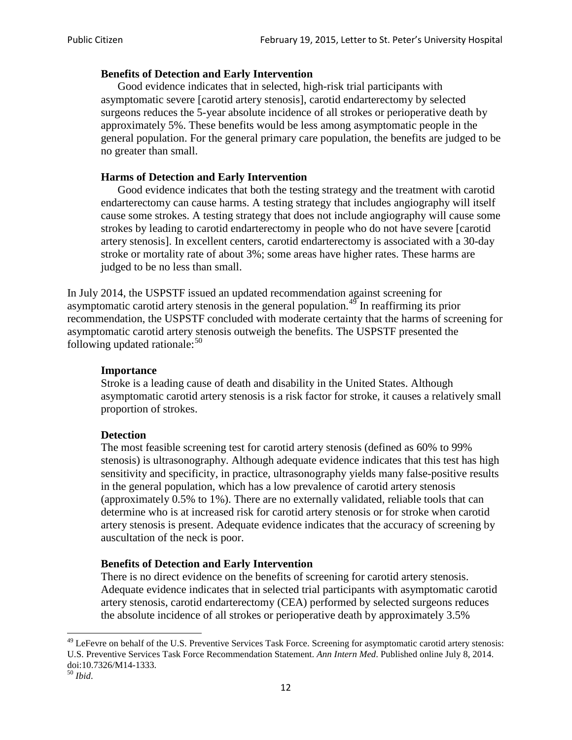> **Benefits of Detection and Early Intervention**
>
> Good evidence indicates that in selected, high-risk trial participants with asymptomatic severe [carotid artery stenosis], carotid endarterectomy by selected surgeons reduces the 5-year absolute incidence of all strokes or perioperative death by approximately 5%. These benefits would be less among asymptomatic people in the general population. For the general primary care population, the benefits are judged to be no greater than small.
>
> **Harms of Detection and Early Intervention**
>
> Good evidence indicates that both the testing strategy and the treatment with carotid endarterectomy can cause harms. A testing strategy that includes angiography will itself cause some strokes. A testing strategy that does not include angiography will cause some strokes by leading to carotid endarterectomy in people who do not have severe [carotid artery stenosis]. In excellent centers, carotid endarterectomy is associated with a 30-day stroke or mortality rate of about 3%; some areas have higher rates. These harms are judged to be no less than small.

In July 2014, the USPSTF issued an updated recommendation against screening for asymptomatic carotid artery stenosis in the general population.[49] In reaffirming its prior recommendation, the USPSTF concluded with moderate certainty that the harms of screening for asymptomatic carotid artery stenosis outweigh the benefits. The USPSTF presented the following updated rationale:[50]

> **Importance**
>
> Stroke is a leading cause of death and disability in the United States. Although asymptomatic carotid artery stenosis is a risk factor for stroke, it causes a relatively small proportion of strokes.
>
> **Detection**
>
> The most feasible screening test for carotid artery stenosis (defined as 60% to 99% stenosis) is ultrasonography. Although adequate evidence indicates that this test has high sensitivity and specificity, in practice, ultrasonography yields many false-positive results in the general population, which has a low prevalence of carotid artery stenosis (approximately 0.5% to 1%). There are no externally validated, reliable tools that can determine who is at increased risk for carotid artery stenosis or for stroke when carotid artery stenosis is present. Adequate evidence indicates that the accuracy of screening by auscultation of the neck is poor.
>
> **Benefits of Detection and Early Intervention**
>
> There is no direct evidence on the benefits of screening for carotid artery stenosis. Adequate evidence indicates that in selected trial participants with asymptomatic carotid artery stenosis, carotid endarterectomy (CEA) performed by selected surgeons reduces the absolute incidence of all strokes or perioperative death by approximately 3.5%

---

[49] LeFevre on behalf of the U.S. Preventive Services Task Force. Screening for asymptomatic carotid artery stenosis: U.S. Preventive Services Task Force Recommendation Statement. *Ann Intern Med*. Published online July 8, 2014. doi:10.7326/M14-1333.

[50] *Ibid*.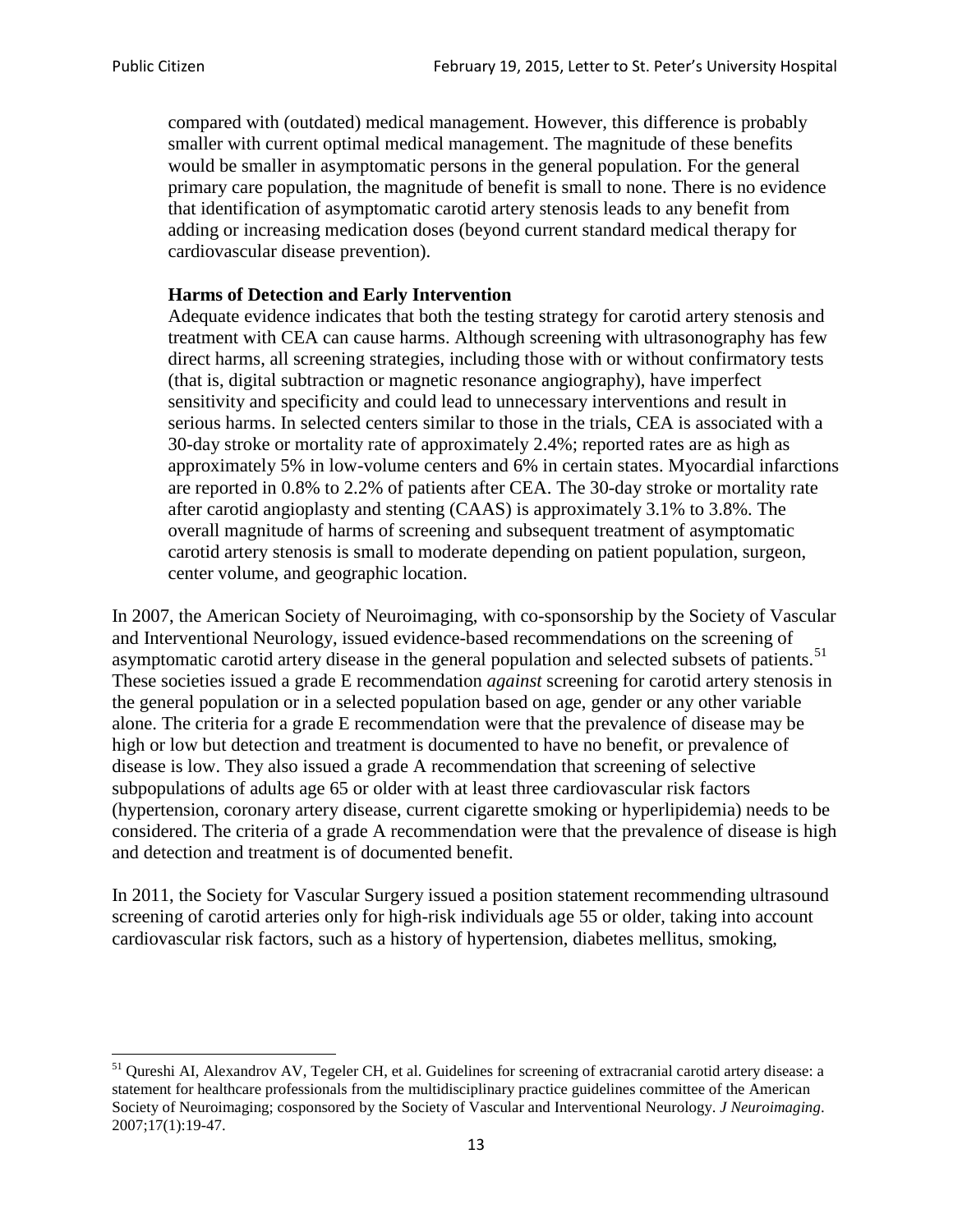> compared with (outdated) medical management. However, this difference is probably smaller with current optimal medical management. The magnitude of these benefits would be smaller in asymptomatic persons in the general population. For the general primary care population, the magnitude of benefit is small to none. There is no evidence that identification of asymptomatic carotid artery stenosis leads to any benefit from adding or increasing medication doses (beyond current standard medical therapy for cardiovascular disease prevention).
>
> **Harms of Detection and Early Intervention**
>
> Adequate evidence indicates that both the testing strategy for carotid artery stenosis and treatment with CEA can cause harms. Although screening with ultrasonography has few direct harms, all screening strategies, including those with or without confirmatory tests (that is, digital subtraction or magnetic resonance angiography), have imperfect sensitivity and specificity and could lead to unnecessary interventions and result in serious harms. In selected centers similar to those in the trials, CEA is associated with a 30-day stroke or mortality rate of approximately 2.4%; reported rates are as high as approximately 5% in low-volume centers and 6% in certain states. Myocardial infarctions are reported in 0.8% to 2.2% of patients after CEA. The 30-day stroke or mortality rate after carotid angioplasty and stenting (CAAS) is approximately 3.1% to 3.8%. The overall magnitude of harms of screening and subsequent treatment of asymptomatic carotid artery stenosis is small to moderate depending on patient population, surgeon, center volume, and geographic location.

In 2007, the American Society of Neuroimaging, with co-sponsorship by the Society of Vascular and Interventional Neurology, issued evidence-based recommendations on the screening of asymptomatic carotid artery disease in the general population and selected subsets of patients.[51] These societies issued a grade E recommendation *against* screening for carotid artery stenosis in the general population or in a selected population based on age, gender or any other variable alone. The criteria for a grade E recommendation were that the prevalence of disease may be high or low but detection and treatment is documented to have no benefit, or prevalence of disease is low. They also issued a grade A recommendation that screening of selective subpopulations of adults age 65 or older with at least three cardiovascular risk factors (hypertension, coronary artery disease, current cigarette smoking or hyperlipidemia) needs to be considered. The criteria of a grade A recommendation were that the prevalence of disease is high and detection and treatment is of documented benefit.

In 2011, the Society for Vascular Surgery issued a position statement recommending ultrasound screening of carotid arteries only for high-risk individuals age 55 or older, taking into account cardiovascular risk factors, such as a history of hypertension, diabetes mellitus, smoking,

---

[51] Qureshi AI, Alexandrov AV, Tegeler CH, et al. Guidelines for screening of extracranial carotid artery disease: a statement for healthcare professionals from the multidisciplinary practice guidelines committee of the American Society of Neuroimaging; cosponsored by the Society of Vascular and Interventional Neurology. *J Neuroimaging*. 2007;17(1):19-47.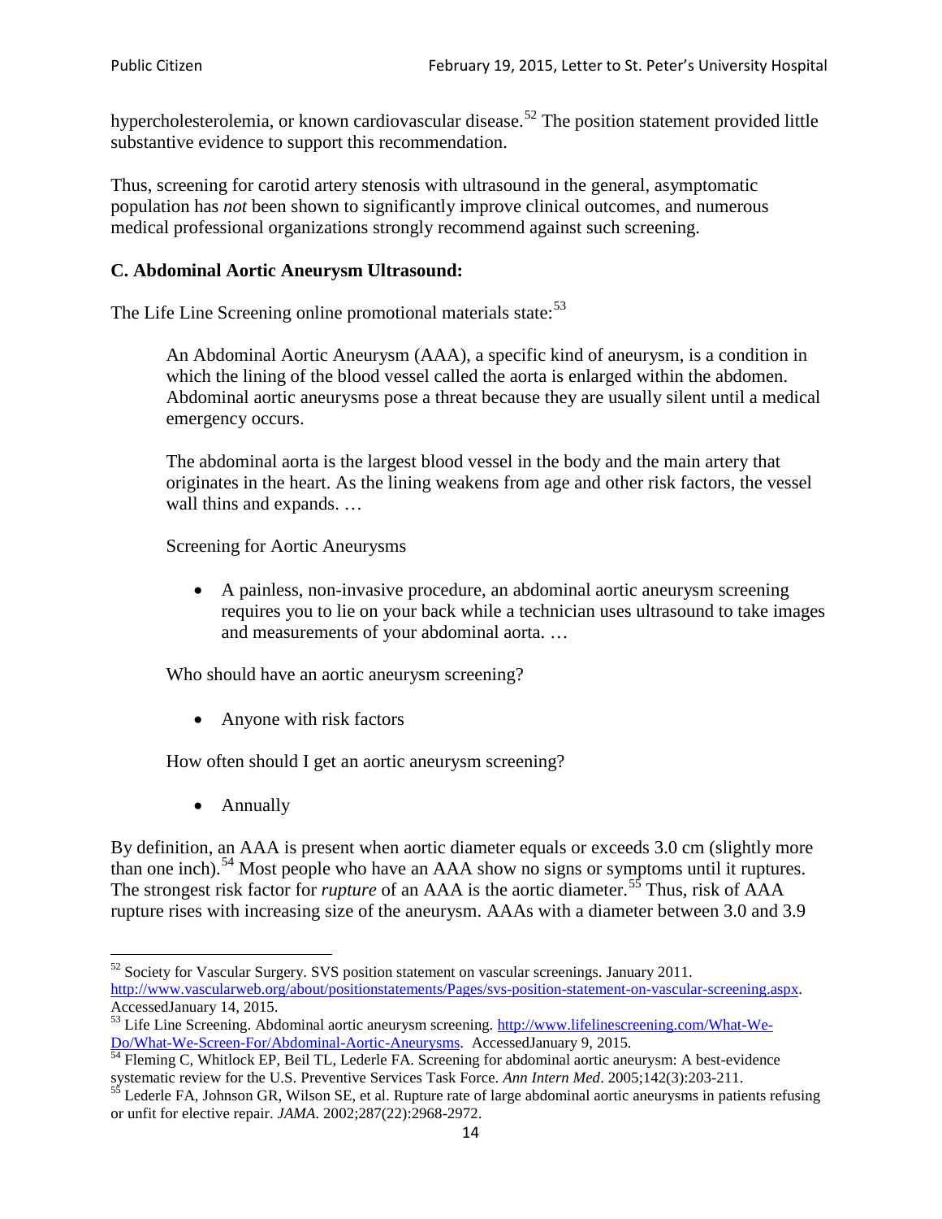hypercholesterolemia, or known cardiovascular disease.[52] The position statement provided little substantive evidence to support this recommendation.

Thus, screening for carotid artery stenosis with ultrasound in the general, asymptomatic population has *not* been shown to significantly improve clinical outcomes, and numerous medical professional organizations strongly recommend against such screening.

### C. Abdominal Aortic Aneurysm Ultrasound:

The Life Line Screening online promotional materials state:[53]

> An Abdominal Aortic Aneurysm (AAA), a specific kind of aneurysm, is a condition in which the lining of the blood vessel called the aorta is enlarged within the abdomen. Abdominal aortic aneurysms pose a threat because they are usually silent until a medical emergency occurs.
>
> The abdominal aorta is the largest blood vessel in the body and the main artery that originates in the heart. As the lining weakens from age and other risk factors, the vessel wall thins and expands. …
>
> Screening for Aortic Aneurysms
>
> - A painless, non-invasive procedure, an abdominal aortic aneurysm screening requires you to lie on your back while a technician uses ultrasound to take images and measurements of your abdominal aorta. …
>
> Who should have an aortic aneurysm screening?
>
> - Anyone with risk factors
>
> How often should I get an aortic aneurysm screening?
>
> - Annually

By definition, an AAA is present when aortic diameter equals or exceeds 3.0 cm (slightly more than one inch).[54] Most people who have an AAA show no signs or symptoms until it ruptures. The strongest risk factor for *rupture* of an AAA is the aortic diameter.[55] Thus, risk of AAA rupture rises with increasing size of the aneurysm. AAAs with a diameter between 3.0 and 3.9

---

[52] Society for Vascular Surgery. SVS position statement on vascular screenings. January 2011. http://www.vascularweb.org/about/positionstatements/Pages/svs-position-statement-on-vascular-screening.aspx. AccessedJanuary 14, 2015.

[53] Life Line Screening. Abdominal aortic aneurysm screening. http://www.lifelinescreening.com/What-We-Do/What-We-Screen-For/Abdominal-Aortic-Aneurysms. AccessedJanuary 9, 2015.

[54] Fleming C, Whitlock EP, Beil TL, Lederle FA. Screening for abdominal aortic aneurysm: A best-evidence systematic review for the U.S. Preventive Services Task Force. *Ann Intern Med*. 2005;142(3):203-211.

[55] Lederle FA, Johnson GR, Wilson SE, et al. Rupture rate of large abdominal aortic aneurysms in patients refusing or unfit for elective repair. *JAMA*. 2002;287(22):2968-2972.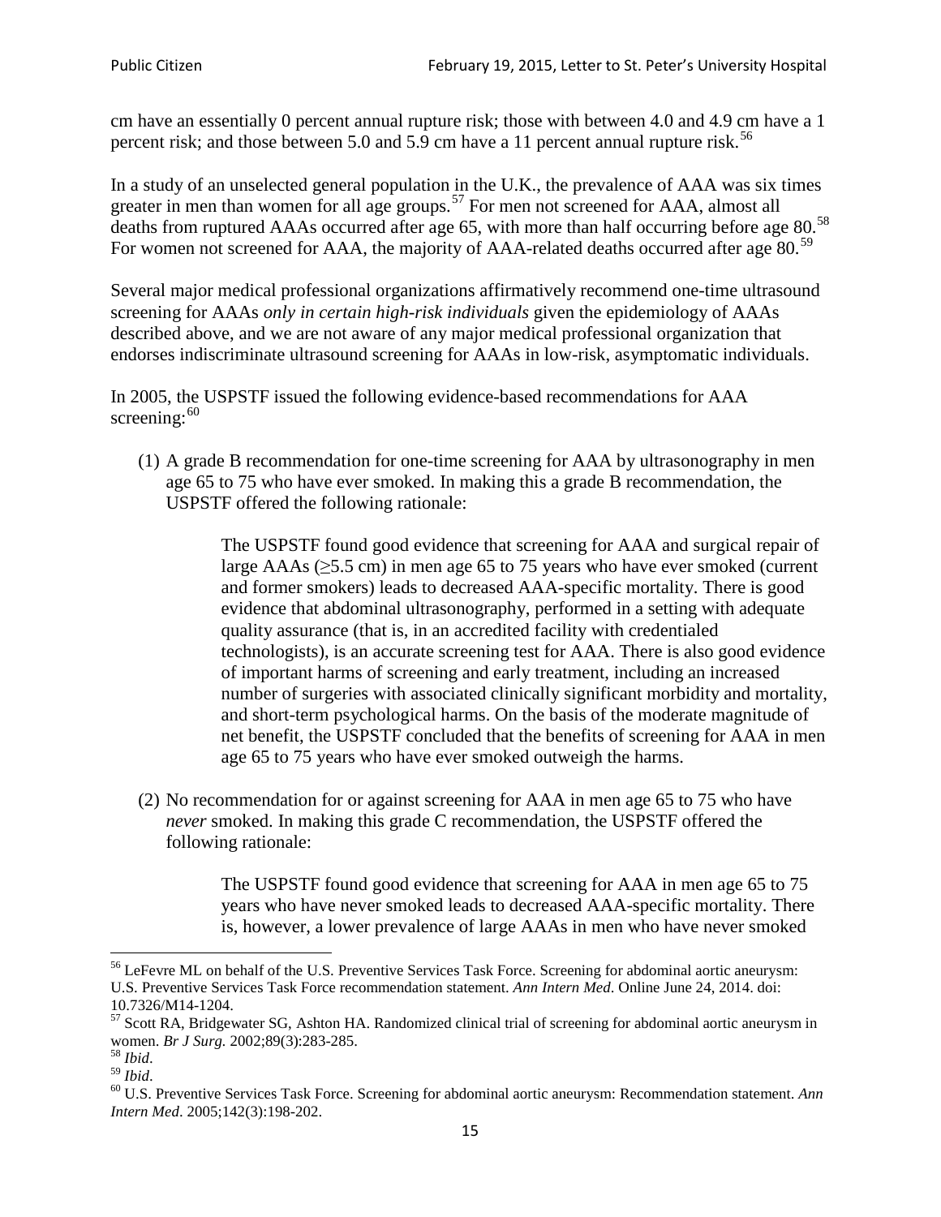cm have an essentially 0 percent annual rupture risk; those with between 4.0 and 4.9 cm have a 1 percent risk; and those between 5.0 and 5.9 cm have a 11 percent annual rupture risk.[56]

In a study of an unselected general population in the U.K., the prevalence of AAA was six times greater in men than women for all age groups.[57] For men not screened for AAA, almost all deaths from ruptured AAAs occurred after age 65, with more than half occurring before age 80.[58] For women not screened for AAA, the majority of AAA-related deaths occurred after age 80.[59]

Several major medical professional organizations affirmatively recommend one-time ultrasound screening for AAAs *only in certain high-risk individuals* given the epidemiology of AAAs described above, and we are not aware of any major medical professional organization that endorses indiscriminate ultrasound screening for AAAs in low-risk, asymptomatic individuals.

In 2005, the USPSTF issued the following evidence-based recommendations for AAA screening:[60]

(1) A grade B recommendation for one-time screening for AAA by ultrasonography in men age 65 to 75 who have ever smoked. In making this a grade B recommendation, the USPSTF offered the following rationale:

> The USPSTF found good evidence that screening for AAA and surgical repair of large AAAs (≥5.5 cm) in men age 65 to 75 years who have ever smoked (current and former smokers) leads to decreased AAA-specific mortality. There is good evidence that abdominal ultrasonography, performed in a setting with adequate quality assurance (that is, in an accredited facility with credentialed technologists), is an accurate screening test for AAA. There is also good evidence of important harms of screening and early treatment, including an increased number of surgeries with associated clinically significant morbidity and mortality, and short-term psychological harms. On the basis of the moderate magnitude of net benefit, the USPSTF concluded that the benefits of screening for AAA in men age 65 to 75 years who have ever smoked outweigh the harms.

(2) No recommendation for or against screening for AAA in men age 65 to 75 who have *never* smoked. In making this grade C recommendation, the USPSTF offered the following rationale:

> The USPSTF found good evidence that screening for AAA in men age 65 to 75 years who have never smoked leads to decreased AAA-specific mortality. There is, however, a lower prevalence of large AAAs in men who have never smoked

---

[56] LeFevre ML on behalf of the U.S. Preventive Services Task Force. Screening for abdominal aortic aneurysm: U.S. Preventive Services Task Force recommendation statement. *Ann Intern Med*. Online June 24, 2014. doi: 10.7326/M14-1204.

[57] Scott RA, Bridgewater SG, Ashton HA. Randomized clinical trial of screening for abdominal aortic aneurysm in women. *Br J Surg.* 2002;89(3):283-285.

[58] *Ibid*.

[59] *Ibid*.

[60] U.S. Preventive Services Task Force. Screening for abdominal aortic aneurysm: Recommendation statement. *Ann Intern Med*. 2005;142(3):198-202.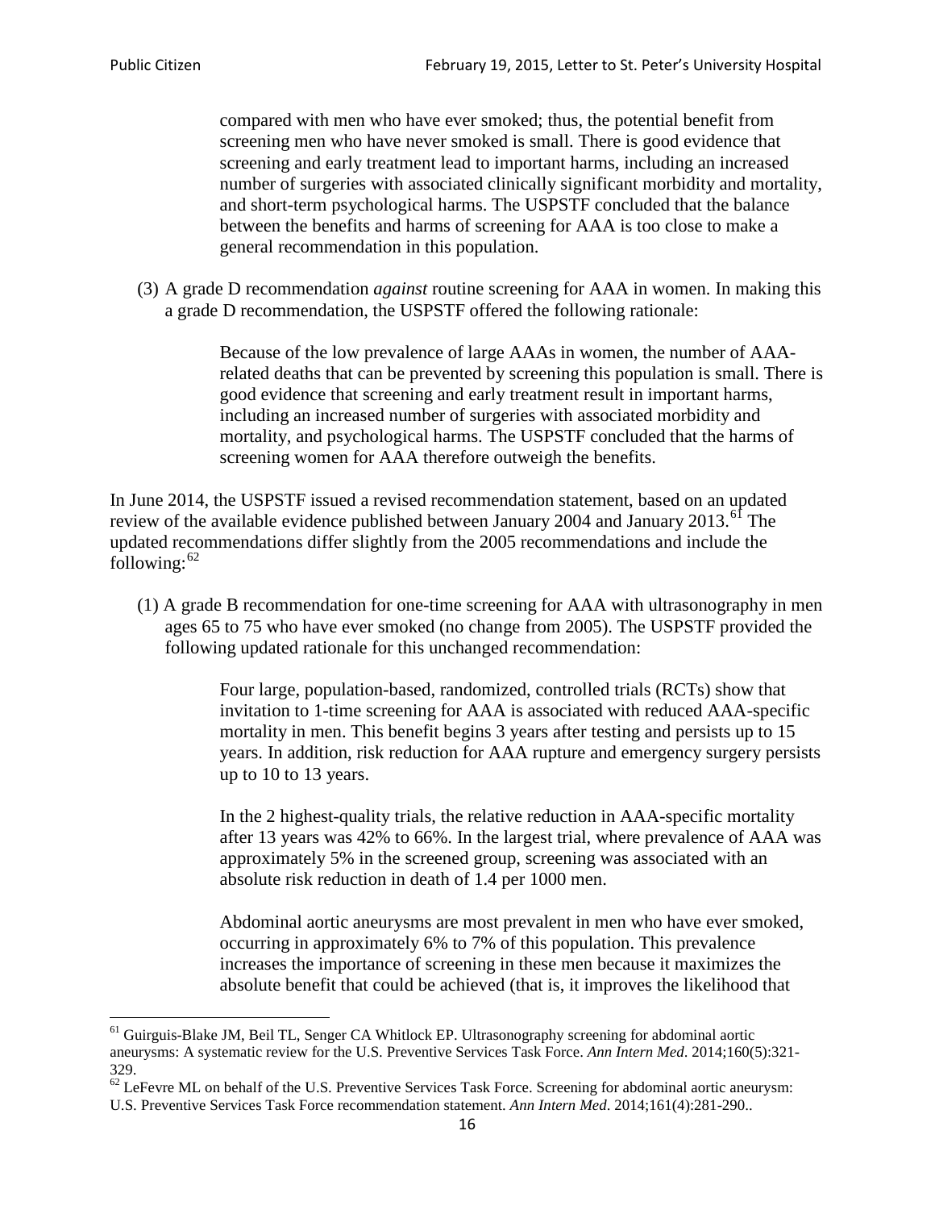> compared with men who have ever smoked; thus, the potential benefit from screening men who have never smoked is small. There is good evidence that screening and early treatment lead to important harms, including an increased number of surgeries with associated clinically significant morbidity and mortality, and short-term psychological harms. The USPSTF concluded that the balance between the benefits and harms of screening for AAA is too close to make a general recommendation in this population.

(3) A grade D recommendation *against* routine screening for AAA in women. In making this a grade D recommendation, the USPSTF offered the following rationale:

> Because of the low prevalence of large AAAs in women, the number of AAA-related deaths that can be prevented by screening this population is small. There is good evidence that screening and early treatment result in important harms, including an increased number of surgeries with associated morbidity and mortality, and psychological harms. The USPSTF concluded that the harms of screening women for AAA therefore outweigh the benefits.

In June 2014, the USPSTF issued a revised recommendation statement, based on an updated review of the available evidence published between January 2004 and January 2013.[61] The updated recommendations differ slightly from the 2005 recommendations and include the following:[62]

(1) A grade B recommendation for one-time screening for AAA with ultrasonography in men ages 65 to 75 who have ever smoked (no change from 2005). The USPSTF provided the following updated rationale for this unchanged recommendation:

> Four large, population-based, randomized, controlled trials (RCTs) show that invitation to 1-time screening for AAA is associated with reduced AAA-specific mortality in men. This benefit begins 3 years after testing and persists up to 15 years. In addition, risk reduction for AAA rupture and emergency surgery persists up to 10 to 13 years.
>
> In the 2 highest-quality trials, the relative reduction in AAA-specific mortality after 13 years was 42% to 66%. In the largest trial, where prevalence of AAA was approximately 5% in the screened group, screening was associated with an absolute risk reduction in death of 1.4 per 1000 men.
>
> Abdominal aortic aneurysms are most prevalent in men who have ever smoked, occurring in approximately 6% to 7% of this population. This prevalence increases the importance of screening in these men because it maximizes the absolute benefit that could be achieved (that is, it improves the likelihood that

---

[61] Guirguis-Blake JM, Beil TL, Senger CA Whitlock EP. Ultrasonography screening for abdominal aortic aneurysms: A systematic review for the U.S. Preventive Services Task Force. *Ann Intern Med*. 2014;160(5):321-329.

[62] LeFevre ML on behalf of the U.S. Preventive Services Task Force. Screening for abdominal aortic aneurysm: U.S. Preventive Services Task Force recommendation statement. *Ann Intern Med*. 2014;161(4):281-290..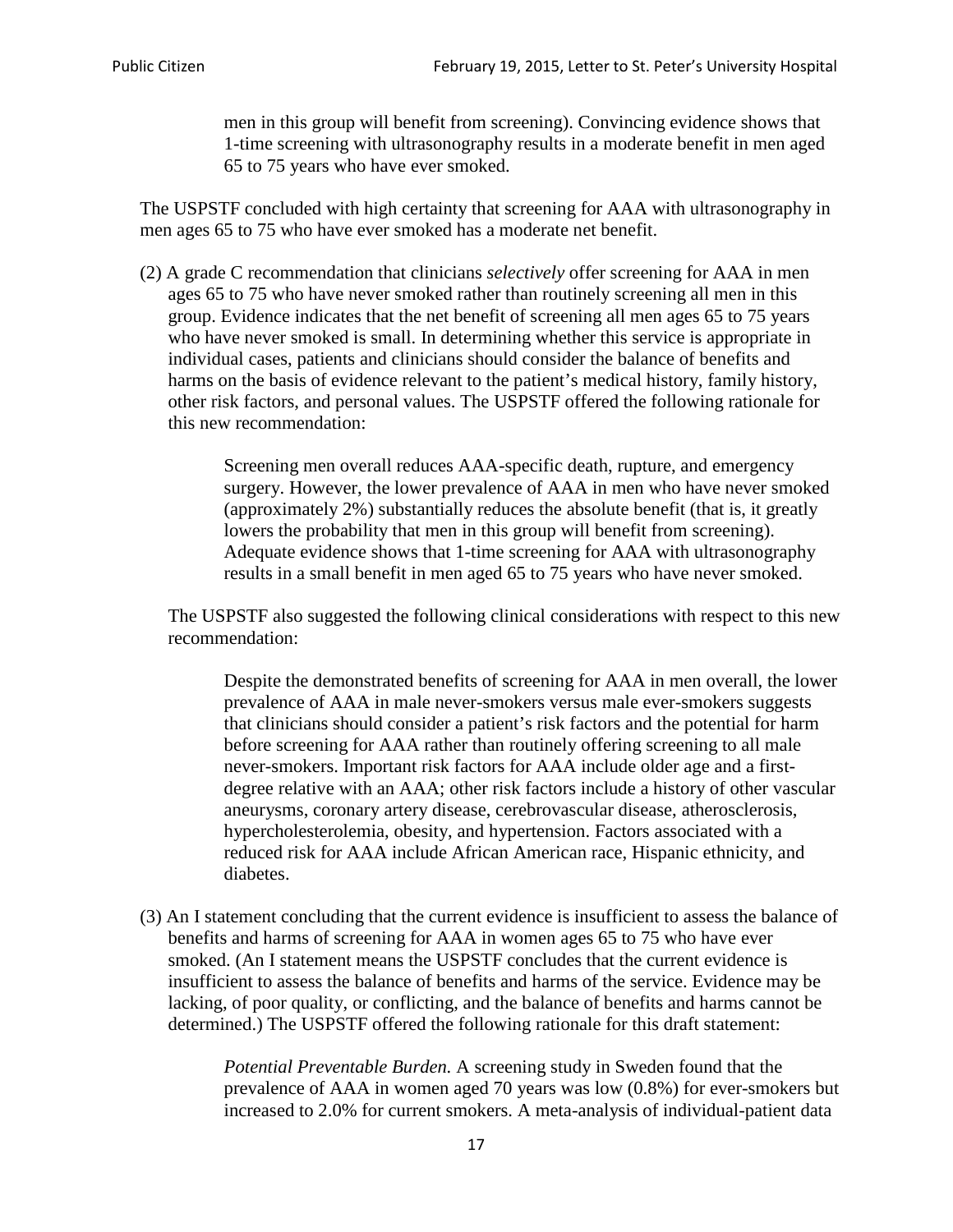> men in this group will benefit from screening). Convincing evidence shows that 1-time screening with ultrasonography results in a moderate benefit in men aged 65 to 75 years who have ever smoked.

The USPSTF concluded with high certainty that screening for AAA with ultrasonography in men ages 65 to 75 who have ever smoked has a moderate net benefit.

(2) A grade C recommendation that clinicians *selectively* offer screening for AAA in men ages 65 to 75 who have never smoked rather than routinely screening all men in this group. Evidence indicates that the net benefit of screening all men ages 65 to 75 years who have never smoked is small. In determining whether this service is appropriate in individual cases, patients and clinicians should consider the balance of benefits and harms on the basis of evidence relevant to the patient's medical history, family history, other risk factors, and personal values. The USPSTF offered the following rationale for this new recommendation:

> Screening men overall reduces AAA-specific death, rupture, and emergency surgery. However, the lower prevalence of AAA in men who have never smoked (approximately 2%) substantially reduces the absolute benefit (that is, it greatly lowers the probability that men in this group will benefit from screening). Adequate evidence shows that 1-time screening for AAA with ultrasonography results in a small benefit in men aged 65 to 75 years who have never smoked.

The USPSTF also suggested the following clinical considerations with respect to this new recommendation:

> Despite the demonstrated benefits of screening for AAA in men overall, the lower prevalence of AAA in male never-smokers versus male ever-smokers suggests that clinicians should consider a patient's risk factors and the potential for harm before screening for AAA rather than routinely offering screening to all male never-smokers. Important risk factors for AAA include older age and a first-degree relative with an AAA; other risk factors include a history of other vascular aneurysms, coronary artery disease, cerebrovascular disease, atherosclerosis, hypercholesterolemia, obesity, and hypertension. Factors associated with a reduced risk for AAA include African American race, Hispanic ethnicity, and diabetes.

(3) An I statement concluding that the current evidence is insufficient to assess the balance of benefits and harms of screening for AAA in women ages 65 to 75 who have ever smoked. (An I statement means the USPSTF concludes that the current evidence is insufficient to assess the balance of benefits and harms of the service. Evidence may be lacking, of poor quality, or conflicting, and the balance of benefits and harms cannot be determined.) The USPSTF offered the following rationale for this draft statement:

> *Potential Preventable Burden.* A screening study in Sweden found that the prevalence of AAA in women aged 70 years was low (0.8%) for ever-smokers but increased to 2.0% for current smokers. A meta-analysis of individual-patient data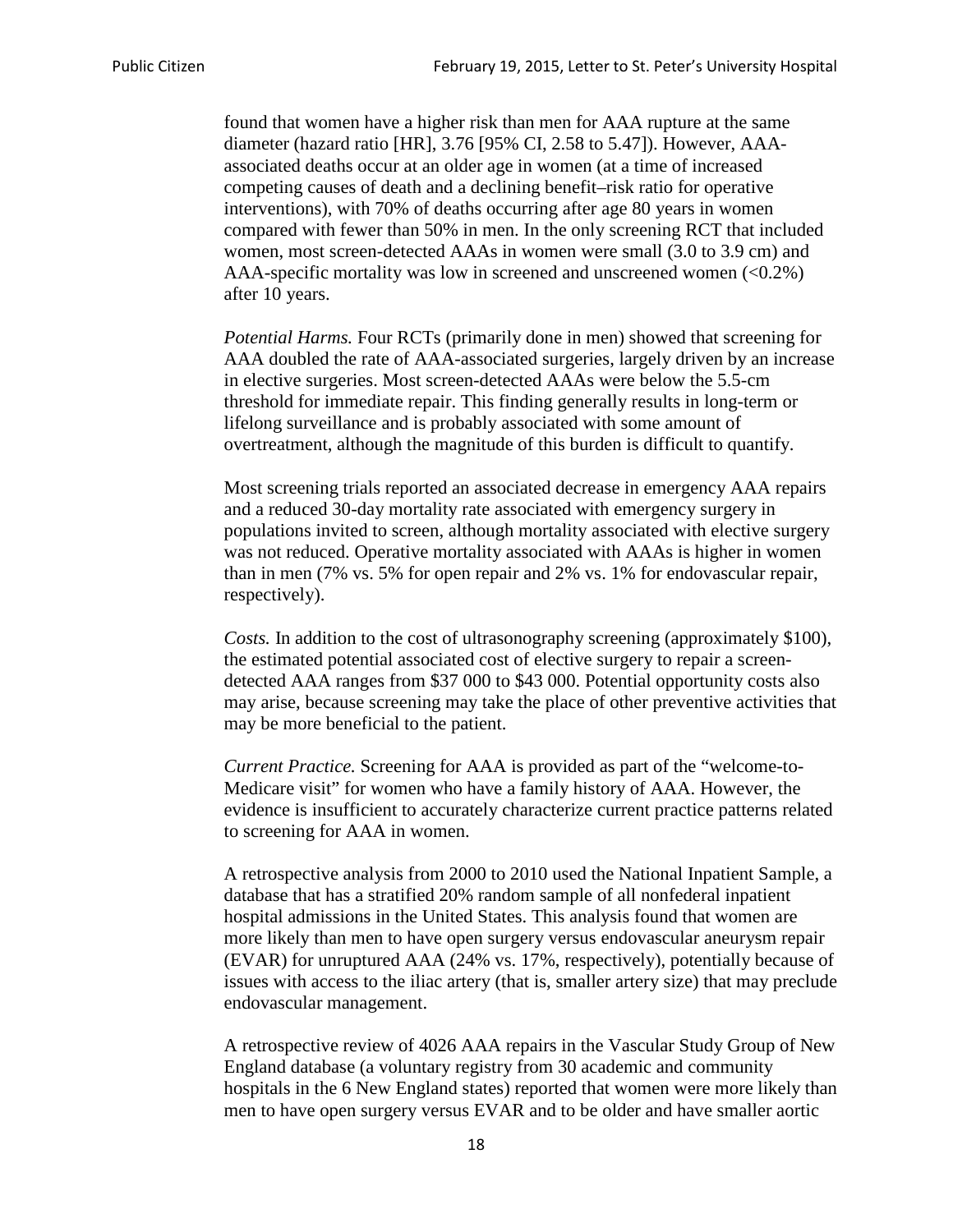found that women have a higher risk than men for AAA rupture at the same diameter (hazard ratio [HR], 3.76 [95% CI, 2.58 to 5.47]). However, AAA-associated deaths occur at an older age in women (at a time of increased competing causes of death and a declining benefit–risk ratio for operative interventions), with 70% of deaths occurring after age 80 years in women compared with fewer than 50% in men. In the only screening RCT that included women, most screen-detected AAAs in women were small (3.0 to 3.9 cm) and AAA-specific mortality was low in screened and unscreened women (<0.2%) after 10 years.

*Potential Harms.* Four RCTs (primarily done in men) showed that screening for AAA doubled the rate of AAA-associated surgeries, largely driven by an increase in elective surgeries. Most screen-detected AAAs were below the 5.5-cm threshold for immediate repair. This finding generally results in long-term or lifelong surveillance and is probably associated with some amount of overtreatment, although the magnitude of this burden is difficult to quantify.

Most screening trials reported an associated decrease in emergency AAA repairs and a reduced 30-day mortality rate associated with emergency surgery in populations invited to screen, although mortality associated with elective surgery was not reduced. Operative mortality associated with AAAs is higher in women than in men (7% vs. 5% for open repair and 2% vs. 1% for endovascular repair, respectively).

*Costs.* In addition to the cost of ultrasonography screening (approximately $100), the estimated potential associated cost of elective surgery to repair a screen-detected AAA ranges from $37 000 to $43 000. Potential opportunity costs also may arise, because screening may take the place of other preventive activities that may be more beneficial to the patient.

*Current Practice.* Screening for AAA is provided as part of the "welcome-to-Medicare visit" for women who have a family history of AAA. However, the evidence is insufficient to accurately characterize current practice patterns related to screening for AAA in women.

A retrospective analysis from 2000 to 2010 used the National Inpatient Sample, a database that has a stratified 20% random sample of all nonfederal inpatient hospital admissions in the United States. This analysis found that women are more likely than men to have open surgery versus endovascular aneurysm repair (EVAR) for unruptured AAA (24% vs. 17%, respectively), potentially because of issues with access to the iliac artery (that is, smaller artery size) that may preclude endovascular management.

A retrospective review of 4026 AAA repairs in the Vascular Study Group of New England database (a voluntary registry from 30 academic and community hospitals in the 6 New England states) reported that women were more likely than men to have open surgery versus EVAR and to be older and have smaller aortic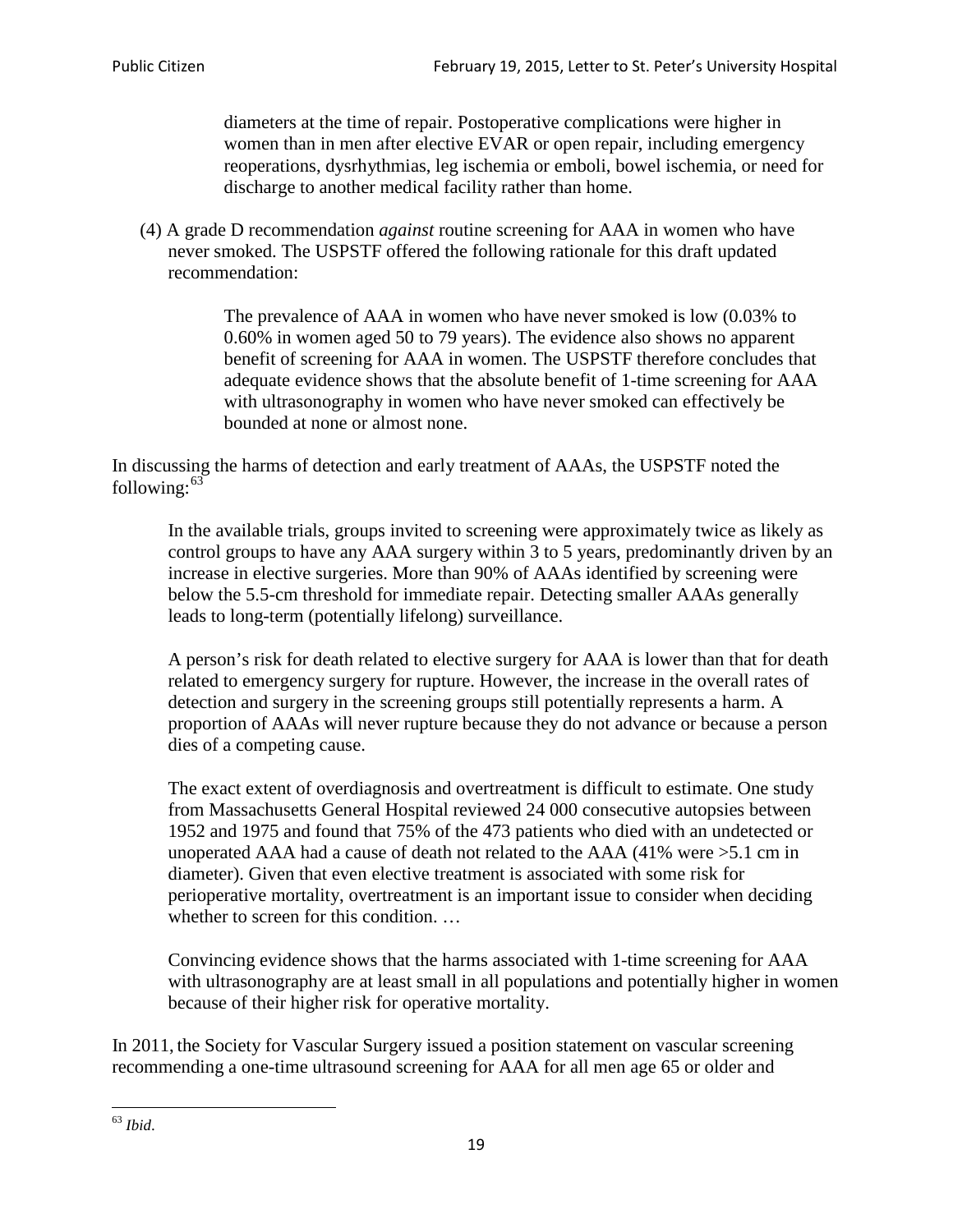> diameters at the time of repair. Postoperative complications were higher in women than in men after elective EVAR or open repair, including emergency reoperations, dysrhythmias, leg ischemia or emboli, bowel ischemia, or need for discharge to another medical facility rather than home.

(4) A grade D recommendation *against* routine screening for AAA in women who have never smoked. The USPSTF offered the following rationale for this draft updated recommendation:

> The prevalence of AAA in women who have never smoked is low (0.03% to 0.60% in women aged 50 to 79 years). The evidence also shows no apparent benefit of screening for AAA in women. The USPSTF therefore concludes that adequate evidence shows that the absolute benefit of 1-time screening for AAA with ultrasonography in women who have never smoked can effectively be bounded at none or almost none.

In discussing the harms of detection and early treatment of AAAs, the USPSTF noted the following:[63]

> In the available trials, groups invited to screening were approximately twice as likely as control groups to have any AAA surgery within 3 to 5 years, predominantly driven by an increase in elective surgeries. More than 90% of AAAs identified by screening were below the 5.5-cm threshold for immediate repair. Detecting smaller AAAs generally leads to long-term (potentially lifelong) surveillance.
>
> A person's risk for death related to elective surgery for AAA is lower than that for death related to emergency surgery for rupture. However, the increase in the overall rates of detection and surgery in the screening groups still potentially represents a harm. A proportion of AAAs will never rupture because they do not advance or because a person dies of a competing cause.
>
> The exact extent of overdiagnosis and overtreatment is difficult to estimate. One study from Massachusetts General Hospital reviewed 24 000 consecutive autopsies between 1952 and 1975 and found that 75% of the 473 patients who died with an undetected or unoperated AAA had a cause of death not related to the AAA (41% were >5.1 cm in diameter). Given that even elective treatment is associated with some risk for perioperative mortality, overtreatment is an important issue to consider when deciding whether to screen for this condition. …
>
> Convincing evidence shows that the harms associated with 1-time screening for AAA with ultrasonography are at least small in all populations and potentially higher in women because of their higher risk for operative mortality.

In 2011, the Society for Vascular Surgery issued a position statement on vascular screening recommending a one-time ultrasound screening for AAA for all men age 65 or older and

---

[63] *Ibid*.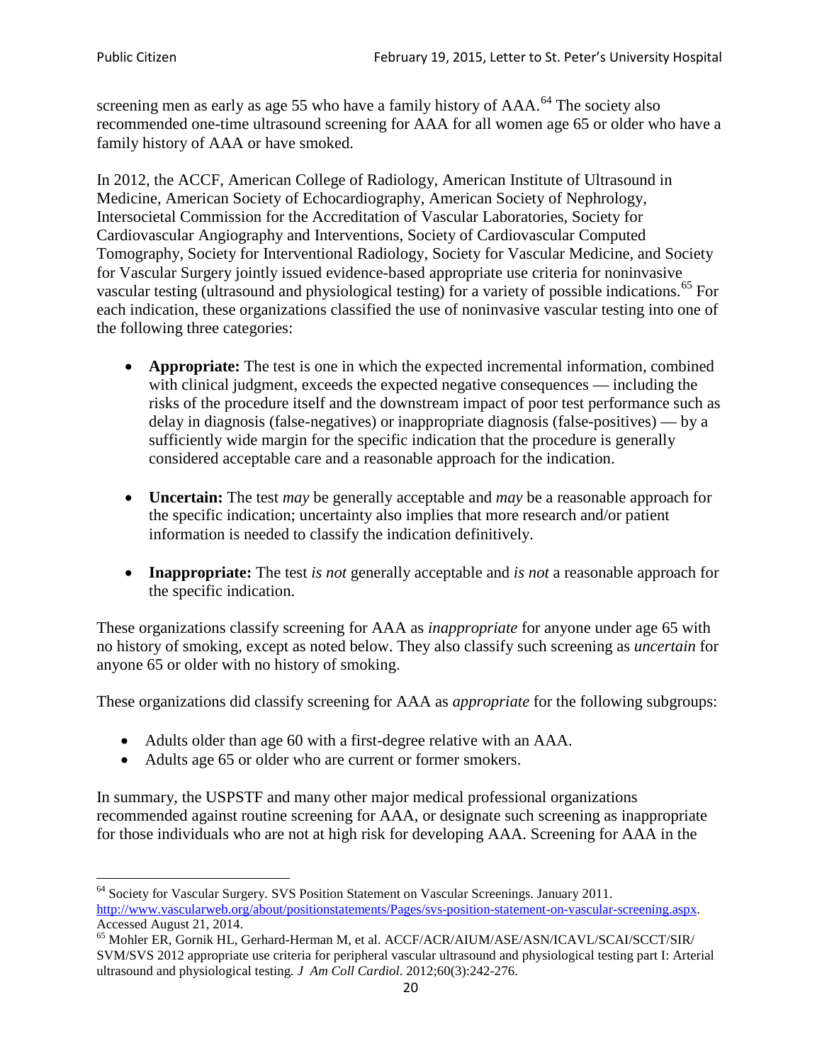screening men as early as age 55 who have a family history of AAA.[64] The society also recommended one-time ultrasound screening for AAA for all women age 65 or older who have a family history of AAA or have smoked.

In 2012, the ACCF, American College of Radiology, American Institute of Ultrasound in Medicine, American Society of Echocardiography, American Society of Nephrology, Intersocietal Commission for the Accreditation of Vascular Laboratories, Society for Cardiovascular Angiography and Interventions, Society of Cardiovascular Computed Tomography, Society for Interventional Radiology, Society for Vascular Medicine, and Society for Vascular Surgery jointly issued evidence-based appropriate use criteria for noninvasive vascular testing (ultrasound and physiological testing) for a variety of possible indications.[65] For each indication, these organizations classified the use of noninvasive vascular testing into one of the following three categories:

- **Appropriate:** The test is one in which the expected incremental information, combined with clinical judgment, exceeds the expected negative consequences — including the risks of the procedure itself and the downstream impact of poor test performance such as delay in diagnosis (false-negatives) or inappropriate diagnosis (false-positives) — by a sufficiently wide margin for the specific indication that the procedure is generally considered acceptable care and a reasonable approach for the indication.

- **Uncertain:** The test *may* be generally acceptable and *may* be a reasonable approach for the specific indication; uncertainty also implies that more research and/or patient information is needed to classify the indication definitively.

- **Inappropriate:** The test *is not* generally acceptable and *is not* a reasonable approach for the specific indication.

These organizations classify screening for AAA as *inappropriate* for anyone under age 65 with no history of smoking, except as noted below. They also classify such screening as *uncertain* for anyone 65 or older with no history of smoking.

These organizations did classify screening for AAA as *appropriate* for the following subgroups:

- Adults older than age 60 with a first-degree relative with an AAA.
- Adults age 65 or older who are current or former smokers.

In summary, the USPSTF and many other major medical professional organizations recommended against routine screening for AAA, or designate such screening as inappropriate for those individuals who are not at high risk for developing AAA. Screening for AAA in the

---

[64] Society for Vascular Surgery. SVS Position Statement on Vascular Screenings. January 2011. http://www.vascularweb.org/about/positionstatements/Pages/svs-position-statement-on-vascular-screening.aspx. Accessed August 21, 2014.

[65] Mohler ER, Gornik HL, Gerhard-Herman M, et al. ACCF/ACR/AIUM/ASE/ASN/ICAVL/SCAI/SCCT/SIR/SVM/SVS 2012 appropriate use criteria for peripheral vascular ultrasound and physiological testing part I: Arterial ultrasound and physiological testing. *J Am Coll Cardiol*. 2012;60(3):242-276.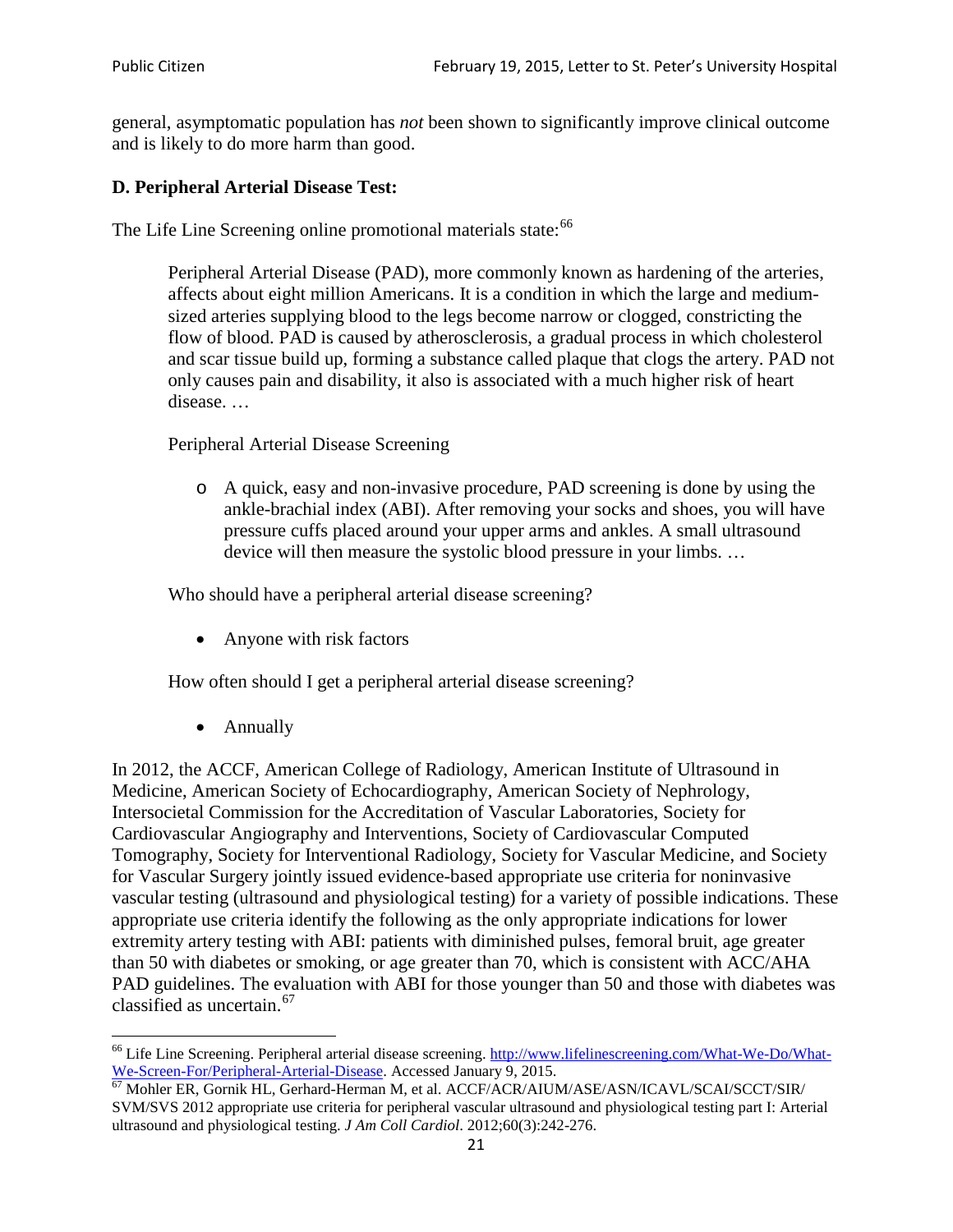general, asymptomatic population has *not* been shown to significantly improve clinical outcome and is likely to do more harm than good.

### D. Peripheral Arterial Disease Test:

The Life Line Screening online promotional materials state:[66]

> Peripheral Arterial Disease (PAD), more commonly known as hardening of the arteries, affects about eight million Americans. It is a condition in which the large and medium-sized arteries supplying blood to the legs become narrow or clogged, constricting the flow of blood. PAD is caused by atherosclerosis, a gradual process in which cholesterol and scar tissue build up, forming a substance called plaque that clogs the artery. PAD not only causes pain and disability, it also is associated with a much higher risk of heart disease. …
>
> Peripheral Arterial Disease Screening
>
> - A quick, easy and non-invasive procedure, PAD screening is done by using the ankle-brachial index (ABI). After removing your socks and shoes, you will have pressure cuffs placed around your upper arms and ankles. A small ultrasound device will then measure the systolic blood pressure in your limbs. …
>
> Who should have a peripheral arterial disease screening?
>
> - Anyone with risk factors
>
> How often should I get a peripheral arterial disease screening?
>
> - Annually

In 2012, the ACCF, American College of Radiology, American Institute of Ultrasound in Medicine, American Society of Echocardiography, American Society of Nephrology, Intersocietal Commission for the Accreditation of Vascular Laboratories, Society for Cardiovascular Angiography and Interventions, Society of Cardiovascular Computed Tomography, Society for Interventional Radiology, Society for Vascular Medicine, and Society for Vascular Surgery jointly issued evidence-based appropriate use criteria for noninvasive vascular testing (ultrasound and physiological testing) for a variety of possible indications. These appropriate use criteria identify the following as the only appropriate indications for lower extremity artery testing with ABI: patients with diminished pulses, femoral bruit, age greater than 50 with diabetes or smoking, or age greater than 70, which is consistent with ACC/AHA PAD guidelines. The evaluation with ABI for those younger than 50 and those with diabetes was classified as uncertain.[67]

---

[66] Life Line Screening. Peripheral arterial disease screening. http://www.lifelinescreening.com/What-We-Do/What-We-Screen-For/Peripheral-Arterial-Disease. Accessed January 9, 2015.

[67] Mohler ER, Gornik HL, Gerhard-Herman M, et al. ACCF/ACR/AIUM/ASE/ASN/ICAVL/SCAI/SCCT/SIR/SVM/SVS 2012 appropriate use criteria for peripheral vascular ultrasound and physiological testing part I: Arterial ultrasound and physiological testing. *J Am Coll Cardiol*. 2012;60(3):242-276.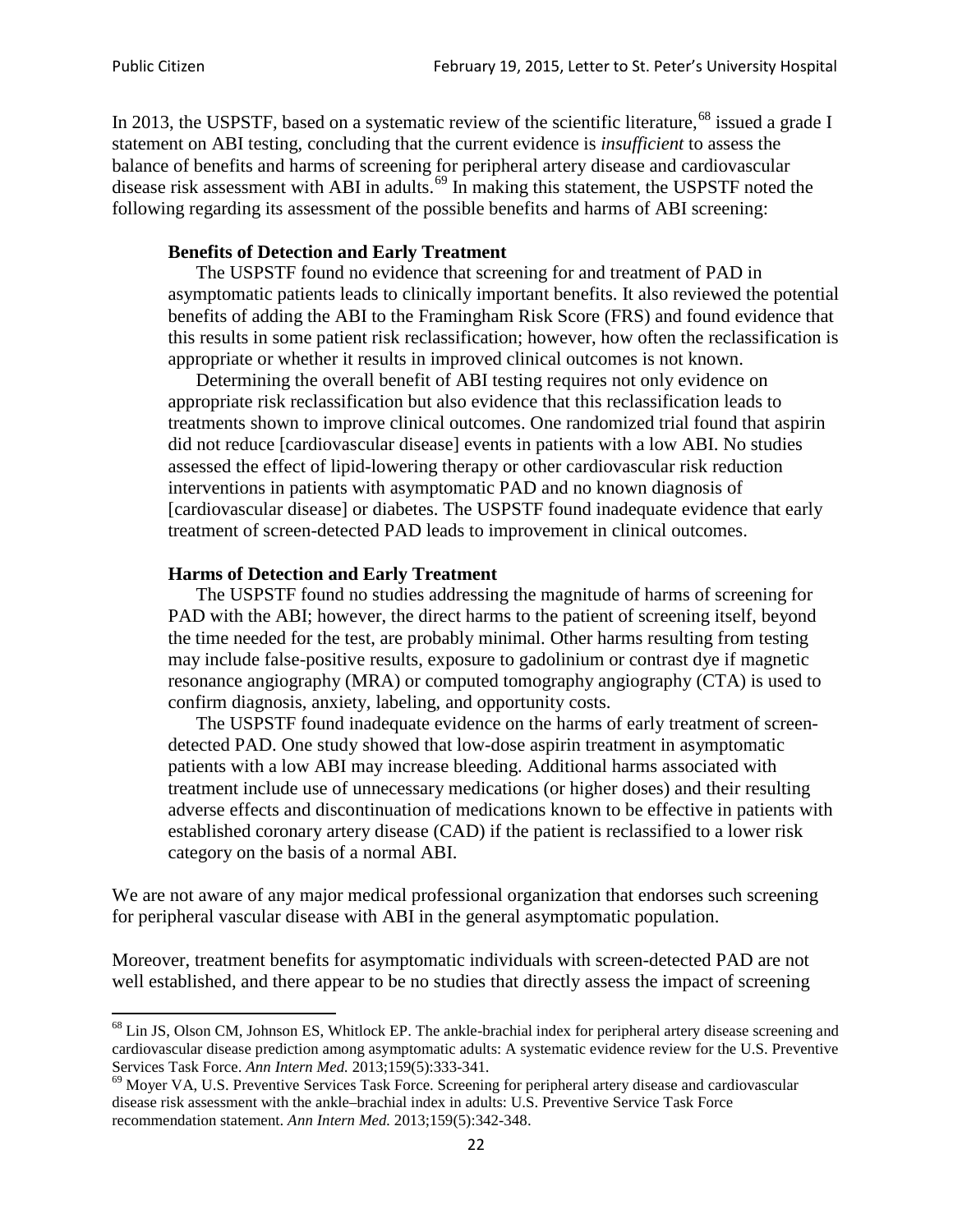In 2013, the USPSTF, based on a systematic review of the scientific literature,[68] issued a grade I statement on ABI testing, concluding that the current evidence is *insufficient* to assess the balance of benefits and harms of screening for peripheral artery disease and cardiovascular disease risk assessment with ABI in adults.[69] In making this statement, the USPSTF noted the following regarding its assessment of the possible benefits and harms of ABI screening:

> **Benefits of Detection and Early Treatment**
>
> The USPSTF found no evidence that screening for and treatment of PAD in asymptomatic patients leads to clinically important benefits. It also reviewed the potential benefits of adding the ABI to the Framingham Risk Score (FRS) and found evidence that this results in some patient risk reclassification; however, how often the reclassification is appropriate or whether it results in improved clinical outcomes is not known.
>
> Determining the overall benefit of ABI testing requires not only evidence on appropriate risk reclassification but also evidence that this reclassification leads to treatments shown to improve clinical outcomes. One randomized trial found that aspirin did not reduce [cardiovascular disease] events in patients with a low ABI. No studies assessed the effect of lipid-lowering therapy or other cardiovascular risk reduction interventions in patients with asymptomatic PAD and no known diagnosis of [cardiovascular disease] or diabetes. The USPSTF found inadequate evidence that early treatment of screen-detected PAD leads to improvement in clinical outcomes.
>
> **Harms of Detection and Early Treatment**
>
> The USPSTF found no studies addressing the magnitude of harms of screening for PAD with the ABI; however, the direct harms to the patient of screening itself, beyond the time needed for the test, are probably minimal. Other harms resulting from testing may include false-positive results, exposure to gadolinium or contrast dye if magnetic resonance angiography (MRA) or computed tomography angiography (CTA) is used to confirm diagnosis, anxiety, labeling, and opportunity costs.
>
> The USPSTF found inadequate evidence on the harms of early treatment of screen-detected PAD. One study showed that low-dose aspirin treatment in asymptomatic patients with a low ABI may increase bleeding. Additional harms associated with treatment include use of unnecessary medications (or higher doses) and their resulting adverse effects and discontinuation of medications known to be effective in patients with established coronary artery disease (CAD) if the patient is reclassified to a lower risk category on the basis of a normal ABI.

We are not aware of any major medical professional organization that endorses such screening for peripheral vascular disease with ABI in the general asymptomatic population.

Moreover, treatment benefits for asymptomatic individuals with screen-detected PAD are not well established, and there appear to be no studies that directly assess the impact of screening

---

[68] Lin JS, Olson CM, Johnson ES, Whitlock EP. The ankle-brachial index for peripheral artery disease screening and cardiovascular disease prediction among asymptomatic adults: A systematic evidence review for the U.S. Preventive Services Task Force. *Ann Intern Med.* 2013;159(5):333-341.

[69] Moyer VA, U.S. Preventive Services Task Force. Screening for peripheral artery disease and cardiovascular disease risk assessment with the ankle–brachial index in adults: U.S. Preventive Service Task Force recommendation statement. *Ann Intern Med.* 2013;159(5):342-348.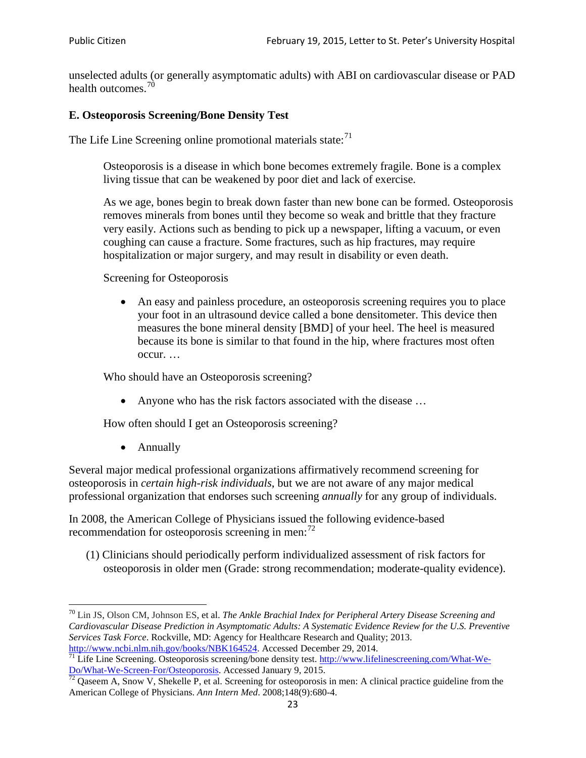unselected adults (or generally asymptomatic adults) with ABI on cardiovascular disease or PAD health outcomes.[70]

### E. Osteoporosis Screening/Bone Density Test

The Life Line Screening online promotional materials state:[71]

> Osteoporosis is a disease in which bone becomes extremely fragile. Bone is a complex living tissue that can be weakened by poor diet and lack of exercise.
>
> As we age, bones begin to break down faster than new bone can be formed. Osteoporosis removes minerals from bones until they become so weak and brittle that they fracture very easily. Actions such as bending to pick up a newspaper, lifting a vacuum, or even coughing can cause a fracture. Some fractures, such as hip fractures, may require hospitalization or major surgery, and may result in disability or even death.
>
> Screening for Osteoporosis
>
> - An easy and painless procedure, an osteoporosis screening requires you to place your foot in an ultrasound device called a bone densitometer. This device then measures the bone mineral density [BMD] of your heel. The heel is measured because its bone is similar to that found in the hip, where fractures most often occur. …
>
> Who should have an Osteoporosis screening?
>
> - Anyone who has the risk factors associated with the disease …
>
> How often should I get an Osteoporosis screening?
>
> - Annually

Several major medical professional organizations affirmatively recommend screening for osteoporosis in *certain high-risk individuals*, but we are not aware of any major medical professional organization that endorses such screening *annually* for any group of individuals.

In 2008, the American College of Physicians issued the following evidence-based recommendation for osteoporosis screening in men:[72]

(1) Clinicians should periodically perform individualized assessment of risk factors for osteoporosis in older men (Grade: strong recommendation; moderate-quality evidence).

---

[70] Lin JS, Olson CM, Johnson ES, et al. *The Ankle Brachial Index for Peripheral Artery Disease Screening and Cardiovascular Disease Prediction in Asymptomatic Adults: A Systematic Evidence Review for the U.S. Preventive Services Task Force*. Rockville, MD: Agency for Healthcare Research and Quality; 2013. http://www.ncbi.nlm.nih.gov/books/NBK164524. Accessed December 29, 2014.

[71] Life Line Screening. Osteoporosis screening/bone density test. http://www.lifelinescreening.com/What-We-Do/What-We-Screen-For/Osteoporosis. Accessed January 9, 2015.

[72] Qaseem A, Snow V, Shekelle P, et al. Screening for osteoporosis in men: A clinical practice guideline from the American College of Physicians. *Ann Intern Med*. 2008;148(9):680-4.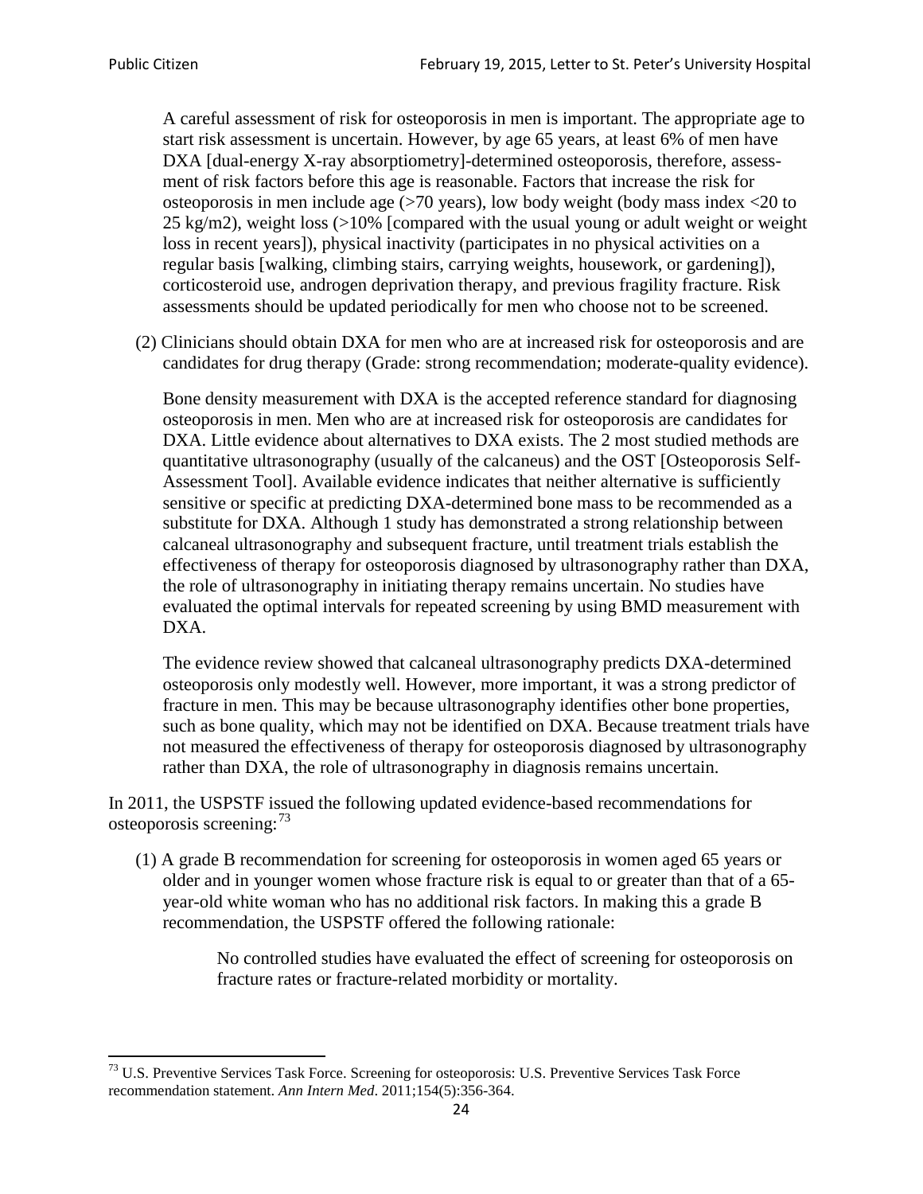A careful assessment of risk for osteoporosis in men is important. The appropriate age to start risk assessment is uncertain. However, by age 65 years, at least 6% of men have DXA [dual-energy X-ray absorptiometry]-determined osteoporosis, therefore, assessment of risk factors before this age is reasonable. Factors that increase the risk for osteoporosis in men include age (>70 years), low body weight (body mass index <20 to 25 kg/m2), weight loss (>10% [compared with the usual young or adult weight or weight loss in recent years]), physical inactivity (participates in no physical activities on a regular basis [walking, climbing stairs, carrying weights, housework, or gardening]), corticosteroid use, androgen deprivation therapy, and previous fragility fracture. Risk assessments should be updated periodically for men who choose not to be screened.

(2) Clinicians should obtain DXA for men who are at increased risk for osteoporosis and are candidates for drug therapy (Grade: strong recommendation; moderate-quality evidence).

Bone density measurement with DXA is the accepted reference standard for diagnosing osteoporosis in men. Men who are at increased risk for osteoporosis are candidates for DXA. Little evidence about alternatives to DXA exists. The 2 most studied methods are quantitative ultrasonography (usually of the calcaneus) and the OST [Osteoporosis Self-Assessment Tool]. Available evidence indicates that neither alternative is sufficiently sensitive or specific at predicting DXA-determined bone mass to be recommended as a substitute for DXA. Although 1 study has demonstrated a strong relationship between calcaneal ultrasonography and subsequent fracture, until treatment trials establish the effectiveness of therapy for osteoporosis diagnosed by ultrasonography rather than DXA, the role of ultrasonography in initiating therapy remains uncertain. No studies have evaluated the optimal intervals for repeated screening by using BMD measurement with DXA.

The evidence review showed that calcaneal ultrasonography predicts DXA-determined osteoporosis only modestly well. However, more important, it was a strong predictor of fracture in men. This may be because ultrasonography identifies other bone properties, such as bone quality, which may not be identified on DXA. Because treatment trials have not measured the effectiveness of therapy for osteoporosis diagnosed by ultrasonography rather than DXA, the role of ultrasonography in diagnosis remains uncertain.

In 2011, the USPSTF issued the following updated evidence-based recommendations for osteoporosis screening:[73]

(1) A grade B recommendation for screening for osteoporosis in women aged 65 years or older and in younger women whose fracture risk is equal to or greater than that of a 65-year-old white woman who has no additional risk factors. In making this a grade B recommendation, the USPSTF offered the following rationale:

> No controlled studies have evaluated the effect of screening for osteoporosis on fracture rates or fracture-related morbidity or mortality.

[73] U.S. Preventive Services Task Force. Screening for osteoporosis: U.S. Preventive Services Task Force recommendation statement. *Ann Intern Med*. 2011;154(5):356-364.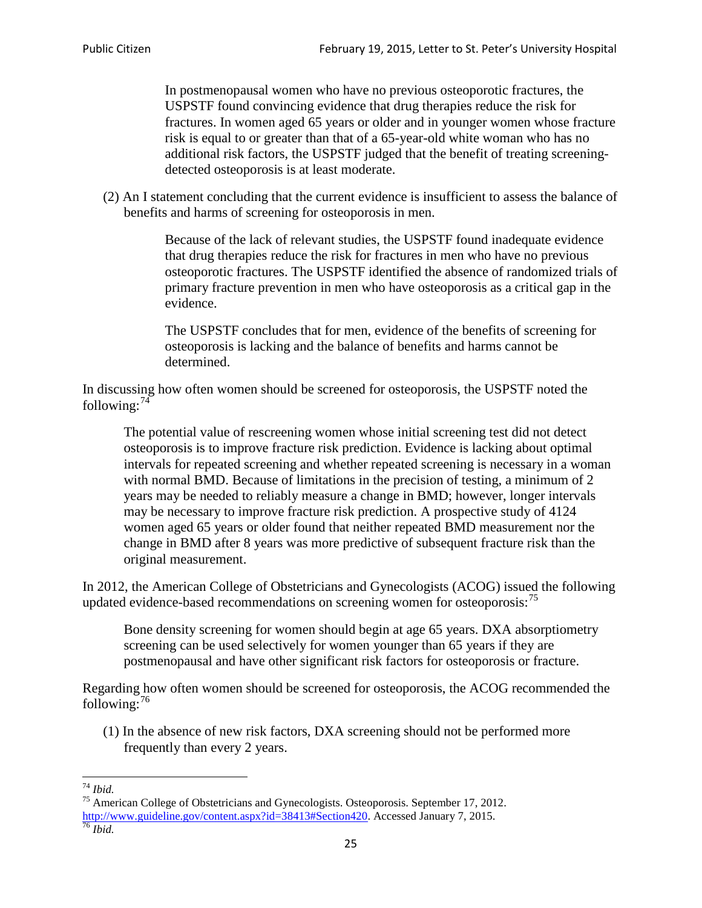> In postmenopausal women who have no previous osteoporotic fractures, the USPSTF found convincing evidence that drug therapies reduce the risk for fractures. In women aged 65 years or older and in younger women whose fracture risk is equal to or greater than that of a 65-year-old white woman who has no additional risk factors, the USPSTF judged that the benefit of treating screening-detected osteoporosis is at least moderate.

(2) An I statement concluding that the current evidence is insufficient to assess the balance of benefits and harms of screening for osteoporosis in men.

> Because of the lack of relevant studies, the USPSTF found inadequate evidence that drug therapies reduce the risk for fractures in men who have no previous osteoporotic fractures. The USPSTF identified the absence of randomized trials of primary fracture prevention in men who have osteoporosis as a critical gap in the evidence.
>
> The USPSTF concludes that for men, evidence of the benefits of screening for osteoporosis is lacking and the balance of benefits and harms cannot be determined.

In discussing how often women should be screened for osteoporosis, the USPSTF noted the following:[74]

> The potential value of rescreening women whose initial screening test did not detect osteoporosis is to improve fracture risk prediction. Evidence is lacking about optimal intervals for repeated screening and whether repeated screening is necessary in a woman with normal BMD. Because of limitations in the precision of testing, a minimum of 2 years may be needed to reliably measure a change in BMD; however, longer intervals may be necessary to improve fracture risk prediction. A prospective study of 4124 women aged 65 years or older found that neither repeated BMD measurement nor the change in BMD after 8 years was more predictive of subsequent fracture risk than the original measurement.

In 2012, the American College of Obstetricians and Gynecologists (ACOG) issued the following updated evidence-based recommendations on screening women for osteoporosis:[75]

> Bone density screening for women should begin at age 65 years. DXA absorptiometry screening can be used selectively for women younger than 65 years if they are postmenopausal and have other significant risk factors for osteoporosis or fracture.

Regarding how often women should be screened for osteoporosis, the ACOG recommended the following:[76]

(1) In the absence of new risk factors, DXA screening should not be performed more frequently than every 2 years.

---

[74] *Ibid.*

[75] American College of Obstetricians and Gynecologists. Osteoporosis. September 17, 2012. http://www.guideline.gov/content.aspx?id=38413#Section420. Accessed January 7, 2015.

[76] *Ibid.*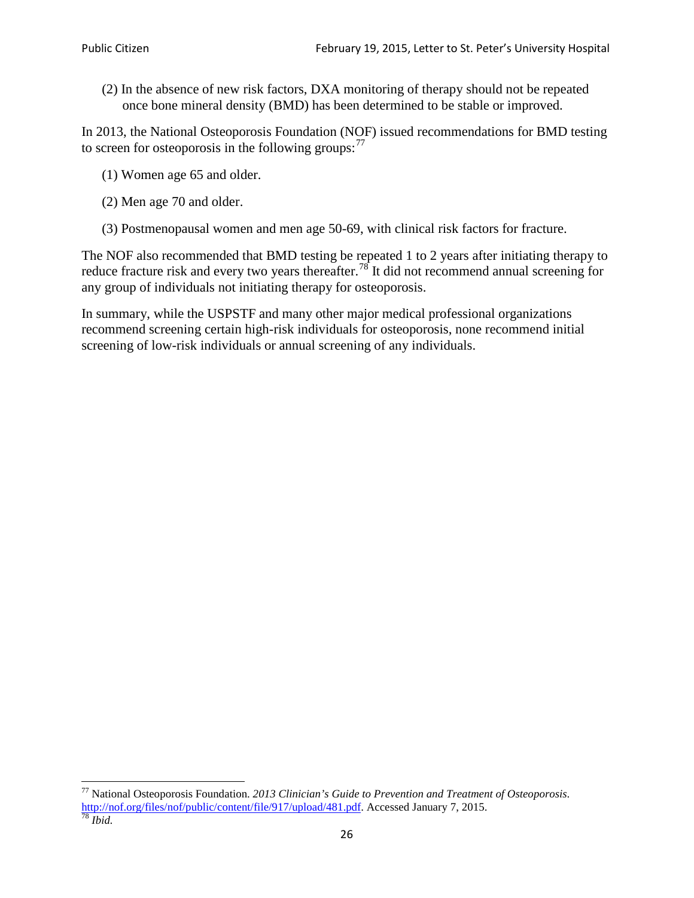(2) In the absence of new risk factors, DXA monitoring of therapy should not be repeated once bone mineral density (BMD) has been determined to be stable or improved.

In 2013, the National Osteoporosis Foundation (NOF) issued recommendations for BMD testing to screen for osteoporosis in the following groups:[77]

(1) Women age 65 and older.

(2) Men age 70 and older.

(3) Postmenopausal women and men age 50-69, with clinical risk factors for fracture.

The NOF also recommended that BMD testing be repeated 1 to 2 years after initiating therapy to reduce fracture risk and every two years thereafter.[78] It did not recommend annual screening for any group of individuals not initiating therapy for osteoporosis.

In summary, while the USPSTF and many other major medical professional organizations recommend screening certain high-risk individuals for osteoporosis, none recommend initial screening of low-risk individuals or annual screening of any individuals.

---

[77] National Osteoporosis Foundation. *2013 Clinician's Guide to Prevention and Treatment of Osteoporosis*. http://nof.org/files/nof/public/content/file/917/upload/481.pdf. Accessed January 7, 2015.

[78] *Ibid.*